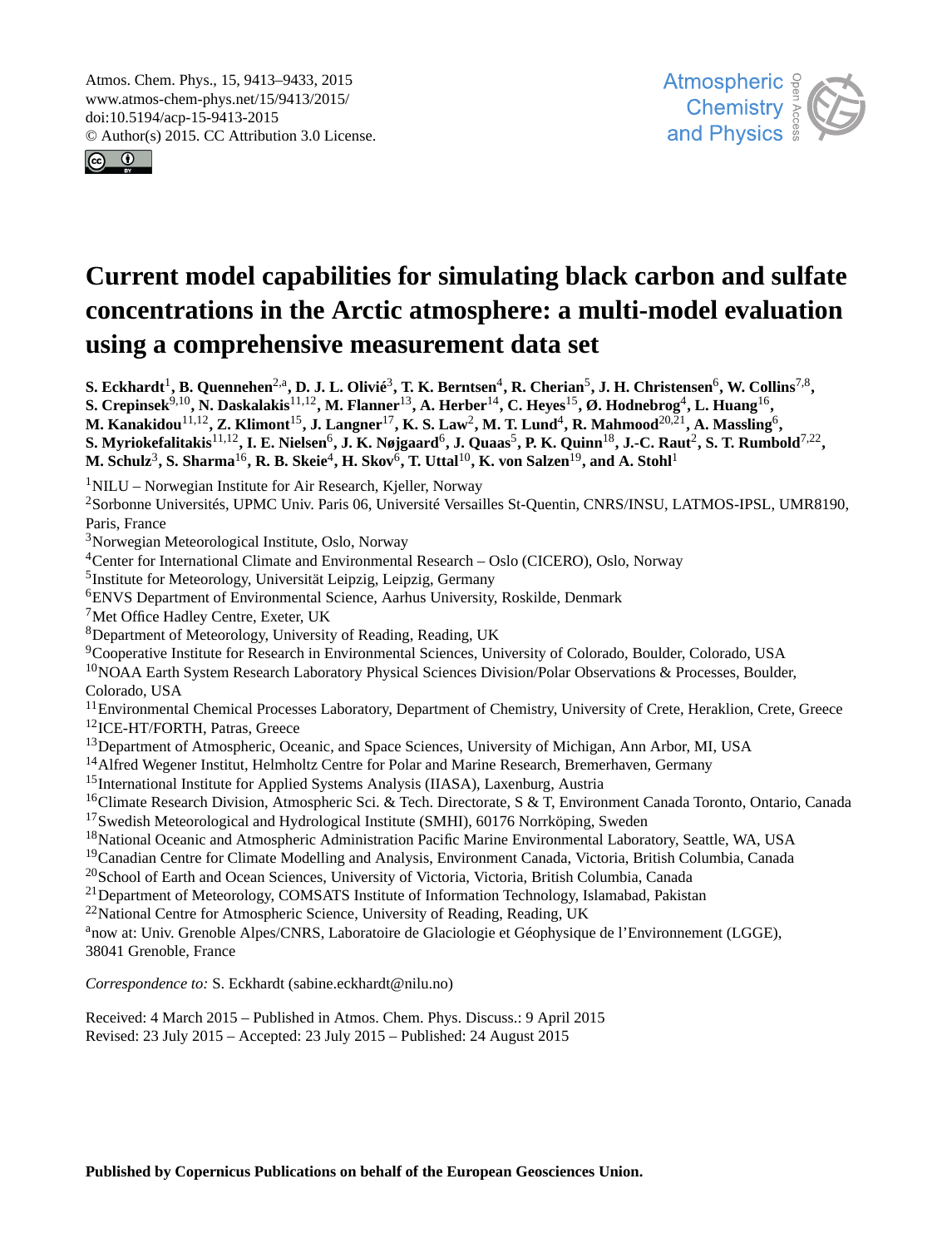Atmos. Chem. Phys., 15, 9413–9433, 2015
www.atmos-chem-phys.net/15/9413/2015/
doi:10.5194/acp-15-9413-2015
© Author(s) 2015. CC Attribution 3.0 License.

# Current model capabilities for simulating black carbon and sulfate concentrations in the Arctic atmosphere: a multi-model evaluation using a comprehensive measurement data set

**S. Eckhardt[1], B. Quennehen[2,a], D. J. L. Olivié[3], T. K. Berntsen[4], R. Cherian[5], J. H. Christensen[6], W. Collins[7,8], S. Crepinsek[9,10], N. Daskalakis[11,12], M. Flanner[13], A. Herber[14], C. Heyes[15], Ø. Hodnebrog[4], L. Huang[16], M. Kanakidou[11,12], Z. Klimont[15], J. Langner[17], K. S. Law[2], M. T. Lund[4], R. Mahmood[20,21], A. Massling[6], S. Myriokefalitakis[11,12], I. E. Nielsen[6], J. K. Nøjgaard[6], J. Quaas[5], P. K. Quinn[18], J.-C. Raut[2], S. T. Rumbold[7,22], M. Schulz[3], S. Sharma[16], R. B. Skeie[4], H. Skov[6], T. Uttal[10], K. von Salzen[19], and A. Stohl[1]**

[1]NILU – Norwegian Institute for Air Research, Kjeller, Norway
[2]Sorbonne Universités, UPMC Univ. Paris 06, Université Versailles St-Quentin, CNRS/INSU, LATMOS-IPSL, UMR8190, Paris, France
[3]Norwegian Meteorological Institute, Oslo, Norway
[4]Center for International Climate and Environmental Research – Oslo (CICERO), Oslo, Norway
[5]Institute for Meteorology, Universität Leipzig, Leipzig, Germany
[6]ENVS Department of Environmental Science, Aarhus University, Roskilde, Denmark
[7]Met Office Hadley Centre, Exeter, UK
[8]Department of Meteorology, University of Reading, Reading, UK
[9]Cooperative Institute for Research in Environmental Sciences, University of Colorado, Boulder, Colorado, USA
[10]NOAA Earth System Research Laboratory Physical Sciences Division/Polar Observations & Processes, Boulder, Colorado, USA
[11]Environmental Chemical Processes Laboratory, Department of Chemistry, University of Crete, Heraklion, Crete, Greece
[12]ICE-HT/FORTH, Patras, Greece
[13]Department of Atmospheric, Oceanic, and Space Sciences, University of Michigan, Ann Arbor, MI, USA
[14]Alfred Wegener Institut, Helmholtz Centre for Polar and Marine Research, Bremerhaven, Germany
[15]International Institute for Applied Systems Analysis (IIASA), Laxenburg, Austria
[16]Climate Research Division, Atmospheric Sci. & Tech. Directorate, S & T, Environment Canada Toronto, Ontario, Canada
[17]Swedish Meteorological and Hydrological Institute (SMHI), 60176 Norrköping, Sweden
[18]National Oceanic and Atmospheric Administration Pacific Marine Environmental Laboratory, Seattle, WA, USA
[19]Canadian Centre for Climate Modelling and Analysis, Environment Canada, Victoria, British Columbia, Canada
[20]School of Earth and Ocean Sciences, University of Victoria, Victoria, British Columbia, Canada
[21]Department of Meteorology, COMSATS Institute of Information Technology, Islamabad, Pakistan
[22]National Centre for Atmospheric Science, University of Reading, Reading, UK
[a]now at: Univ. Grenoble Alpes/CNRS, Laboratoire de Glaciologie et Géophysique de l'Environnement (LGGE), 38041 Grenoble, France

*Correspondence to:* S. Eckhardt (sabine.eckhardt@nilu.no)

Received: 4 March 2015 – Published in Atmos. Chem. Phys. Discuss.: 9 April 2015
Revised: 23 July 2015 – Accepted: 23 July 2015 – Published: 24 August 2015

**Published by Copernicus Publications on behalf of the European Geosciences Union.**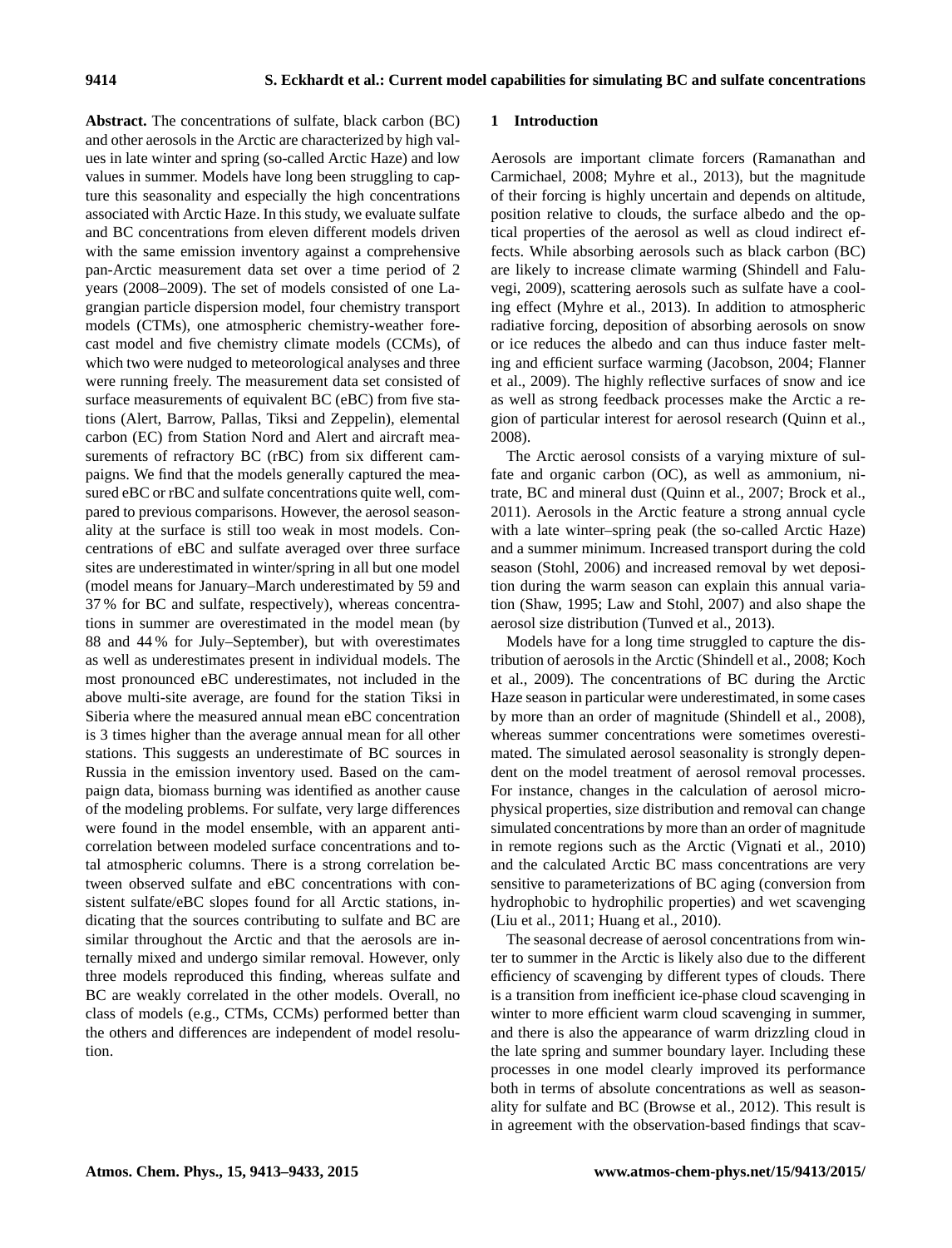**Abstract.** The concentrations of sulfate, black carbon (BC) and other aerosols in the Arctic are characterized by high values in late winter and spring (so-called Arctic Haze) and low values in summer. Models have long been struggling to capture this seasonality and especially the high concentrations associated with Arctic Haze. In this study, we evaluate sulfate and BC concentrations from eleven different models driven with the same emission inventory against a comprehensive pan-Arctic measurement data set over a time period of 2 years (2008–2009). The set of models consisted of one Lagrangian particle dispersion model, four chemistry transport models (CTMs), one atmospheric chemistry-weather forecast model and five chemistry climate models (CCMs), of which two were nudged to meteorological analyses and three were running freely. The measurement data set consisted of surface measurements of equivalent BC (eBC) from five stations (Alert, Barrow, Pallas, Tiksi and Zeppelin), elemental carbon (EC) from Station Nord and Alert and aircraft measurements of refractory BC (rBC) from six different campaigns. We find that the models generally captured the measured eBC or rBC and sulfate concentrations quite well, compared to previous comparisons. However, the aerosol seasonality at the surface is still too weak in most models. Concentrations of eBC and sulfate averaged over three surface sites are underestimated in winter/spring in all but one model (model means for January–March underestimated by 59 and 37 % for BC and sulfate, respectively), whereas concentrations in summer are overestimated in the model mean (by 88 and 44 % for July–September), but with overestimates as well as underestimates present in individual models. The most pronounced eBC underestimates, not included in the above multi-site average, are found for the station Tiksi in Siberia where the measured annual mean eBC concentration is 3 times higher than the average annual mean for all other stations. This suggests an underestimate of BC sources in Russia in the emission inventory used. Based on the campaign data, biomass burning was identified as another cause of the modeling problems. For sulfate, very large differences were found in the model ensemble, with an apparent anticorrelation between modeled surface concentrations and total atmospheric columns. There is a strong correlation between observed sulfate and eBC concentrations with consistent sulfate/eBC slopes found for all Arctic stations, indicating that the sources contributing to sulfate and BC are similar throughout the Arctic and that the aerosols are internally mixed and undergo similar removal. However, only three models reproduced this finding, whereas sulfate and BC are weakly correlated in the other models. Overall, no class of models (e.g., CTMs, CCMs) performed better than the others and differences are independent of model resolution.

## 1 Introduction

Aerosols are important climate forcers (Ramanathan and Carmichael, 2008; Myhre et al., 2013), but the magnitude of their forcing is highly uncertain and depends on altitude, position relative to clouds, the surface albedo and the optical properties of the aerosol as well as cloud indirect effects. While absorbing aerosols such as black carbon (BC) are likely to increase climate warming (Shindell and Faluvegi, 2009), scattering aerosols such as sulfate have a cooling effect (Myhre et al., 2013). In addition to atmospheric radiative forcing, deposition of absorbing aerosols on snow or ice reduces the albedo and can thus induce faster melting and efficient surface warming (Jacobson, 2004; Flanner et al., 2009). The highly reflective surfaces of snow and ice as well as strong feedback processes make the Arctic a region of particular interest for aerosol research (Quinn et al., 2008).

The Arctic aerosol consists of a varying mixture of sulfate and organic carbon (OC), as well as ammonium, nitrate, BC and mineral dust (Quinn et al., 2007; Brock et al., 2011). Aerosols in the Arctic feature a strong annual cycle with a late winter–spring peak (the so-called Arctic Haze) and a summer minimum. Increased transport during the cold season (Stohl, 2006) and increased removal by wet deposition during the warm season can explain this annual variation (Shaw, 1995; Law and Stohl, 2007) and also shape the aerosol size distribution (Tunved et al., 2013).

Models have for a long time struggled to capture the distribution of aerosols in the Arctic (Shindell et al., 2008; Koch et al., 2009). The concentrations of BC during the Arctic Haze season in particular were underestimated, in some cases by more than an order of magnitude (Shindell et al., 2008), whereas summer concentrations were sometimes overestimated. The simulated aerosol seasonality is strongly dependent on the model treatment of aerosol removal processes. For instance, changes in the calculation of aerosol microphysical properties, size distribution and removal can change simulated concentrations by more than an order of magnitude in remote regions such as the Arctic (Vignati et al., 2010) and the calculated Arctic BC mass concentrations are very sensitive to parameterizations of BC aging (conversion from hydrophobic to hydrophilic properties) and wet scavenging (Liu et al., 2011; Huang et al., 2010).

The seasonal decrease of aerosol concentrations from winter to summer in the Arctic is likely also due to the different efficiency of scavenging by different types of clouds. There is a transition from inefficient ice-phase cloud scavenging in winter to more efficient warm cloud scavenging in summer, and there is also the appearance of warm drizzling cloud in the late spring and summer boundary layer. Including these processes in one model clearly improved its performance both in terms of absolute concentrations as well as seasonality for sulfate and BC (Browse et al., 2012). This result is in agreement with the observation-based findings that scav-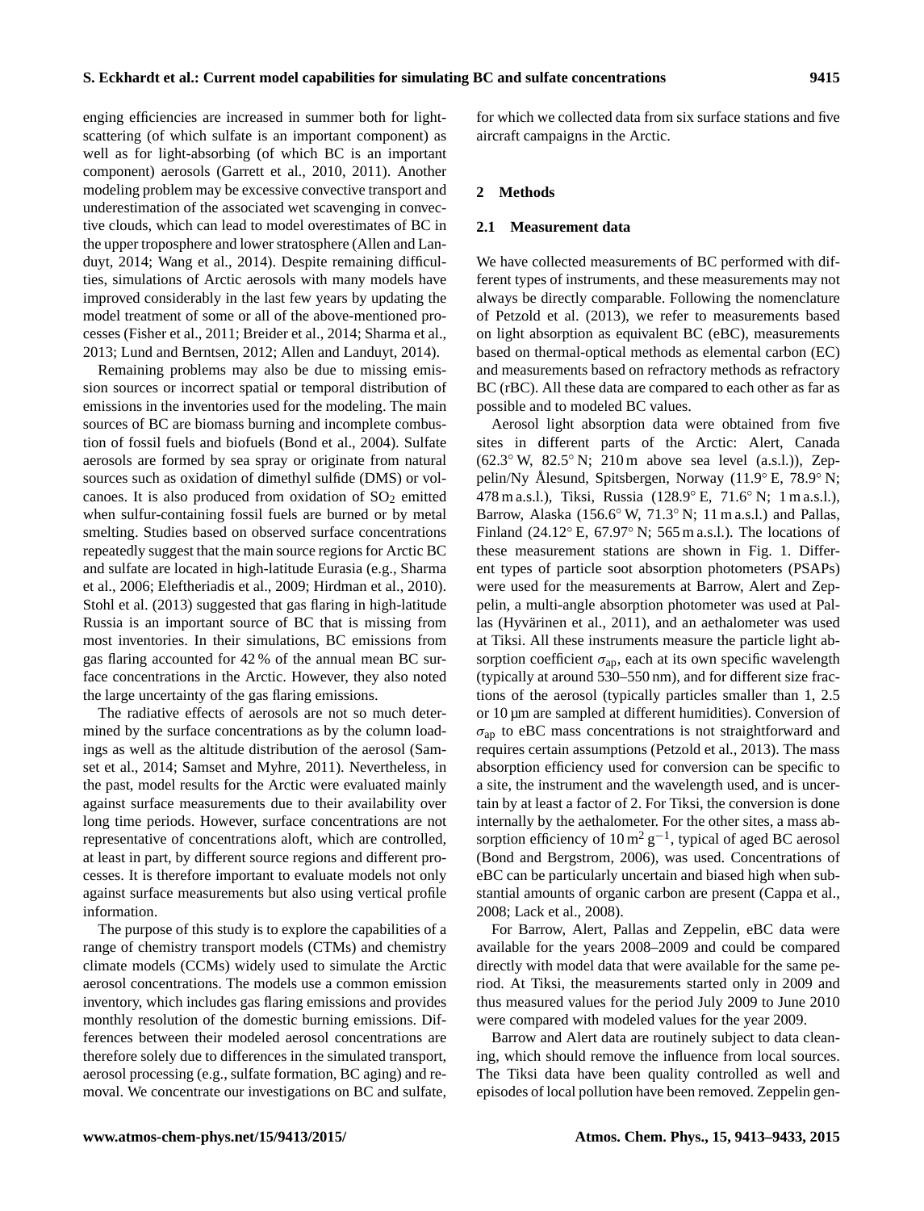enging efficiencies are increased in summer both for light-scattering (of which sulfate is an important component) as well as for light-absorbing (of which BC is an important component) aerosols (Garrett et al., 2010, 2011). Another modeling problem may be excessive convective transport and underestimation of the associated wet scavenging in convective clouds, which can lead to model overestimates of BC in the upper troposphere and lower stratosphere (Allen and Landuyt, 2014; Wang et al., 2014). Despite remaining difficulties, simulations of Arctic aerosols with many models have improved considerably in the last few years by updating the model treatment of some or all of the above-mentioned processes (Fisher et al., 2011; Breider et al., 2014; Sharma et al., 2013; Lund and Berntsen, 2012; Allen and Landuyt, 2014).

Remaining problems may also be due to missing emission sources or incorrect spatial or temporal distribution of emissions in the inventories used for the modeling. The main sources of BC are biomass burning and incomplete combustion of fossil fuels and biofuels (Bond et al., 2004). Sulfate aerosols are formed by sea spray or originate from natural sources such as oxidation of dimethyl sulfide (DMS) or volcanoes. It is also produced from oxidation of $SO_2$ emitted when sulfur-containing fossil fuels are burned or by metal smelting. Studies based on observed surface concentrations repeatedly suggest that the main source regions for Arctic BC and sulfate are located in high-latitude Eurasia (e.g., Sharma et al., 2006; Eleftheriadis et al., 2009; Hirdman et al., 2010). Stohl et al. (2013) suggested that gas flaring in high-latitude Russia is an important source of BC that is missing from most inventories. In their simulations, BC emissions from gas flaring accounted for 42 % of the annual mean BC surface concentrations in the Arctic. However, they also noted the large uncertainty of the gas flaring emissions.

The radiative effects of aerosols are not so much determined by the surface concentrations as by the column loadings as well as the altitude distribution of the aerosol (Samset et al., 2014; Samset and Myhre, 2011). Nevertheless, in the past, model results for the Arctic were evaluated mainly against surface measurements due to their availability over long time periods. However, surface concentrations are not representative of concentrations aloft, which are controlled, at least in part, by different source regions and different processes. It is therefore important to evaluate models not only against surface measurements but also using vertical profile information.

The purpose of this study is to explore the capabilities of a range of chemistry transport models (CTMs) and chemistry climate models (CCMs) widely used to simulate the Arctic aerosol concentrations. The models use a common emission inventory, which includes gas flaring emissions and provides monthly resolution of the domestic burning emissions. Differences between their modeled aerosol concentrations are therefore solely due to differences in the simulated transport, aerosol processing (e.g., sulfate formation, BC aging) and removal. We concentrate our investigations on BC and sulfate, for which we collected data from six surface stations and five aircraft campaigns in the Arctic.

## 2 Methods

### 2.1 Measurement data

We have collected measurements of BC performed with different types of instruments, and these measurements may not always be directly comparable. Following the nomenclature of Petzold et al. (2013), we refer to measurements based on light absorption as equivalent BC (eBC), measurements based on thermal-optical methods as elemental carbon (EC) and measurements based on refractory methods as refractory BC (rBC). All these data are compared to each other as far as possible and to modeled BC values.

Aerosol light absorption data were obtained from five sites in different parts of the Arctic: Alert, Canada (62.3° W, 82.5° N; 210 m above sea level (a.s.l.)), Zeppelin/Ny Ålesund, Spitsbergen, Norway (11.9° E, 78.9° N; 478 m a.s.l.), Tiksi, Russia (128.9° E, 71.6° N; 1 m a.s.l.), Barrow, Alaska (156.6° W, 71.3° N; 11 m a.s.l.) and Pallas, Finland (24.12° E, 67.97° N; 565 m a.s.l.). The locations of these measurement stations are shown in Fig. 1. Different types of particle soot absorption photometers (PSAPs) were used for the measurements at Barrow, Alert and Zeppelin, a multi-angle absorption photometer was used at Pallas (Hyvärinen et al., 2011), and an aethalometer was used at Tiksi. All these instruments measure the particle light absorption coefficient $\sigma_{ap}$, each at its own specific wavelength (typically at around 530–550 nm), and for different size fractions of the aerosol (typically particles smaller than 1, 2.5 or 10 µm are sampled at different humidities). Conversion of $\sigma_{ap}$ to eBC mass concentrations is not straightforward and requires certain assumptions (Petzold et al., 2013). The mass absorption efficiency used for conversion can be specific to a site, the instrument and the wavelength used, and is uncertain by at least a factor of 2. For Tiksi, the conversion is done internally by the aethalometer. For the other sites, a mass absorption efficiency of $10\,m^2\,g^{-1}$, typical of aged BC aerosol (Bond and Bergstrom, 2006), was used. Concentrations of eBC can be particularly uncertain and biased high when substantial amounts of organic carbon are present (Cappa et al., 2008; Lack et al., 2008).

For Barrow, Alert, Pallas and Zeppelin, eBC data were available for the years 2008–2009 and could be compared directly with model data that were available for the same period. At Tiksi, the measurements started only in 2009 and thus measured values for the period July 2009 to June 2010 were compared with modeled values for the year 2009.

Barrow and Alert data are routinely subject to data cleaning, which should remove the influence from local sources. The Tiksi data have been quality controlled as well and episodes of local pollution have been removed. Zeppelin gen-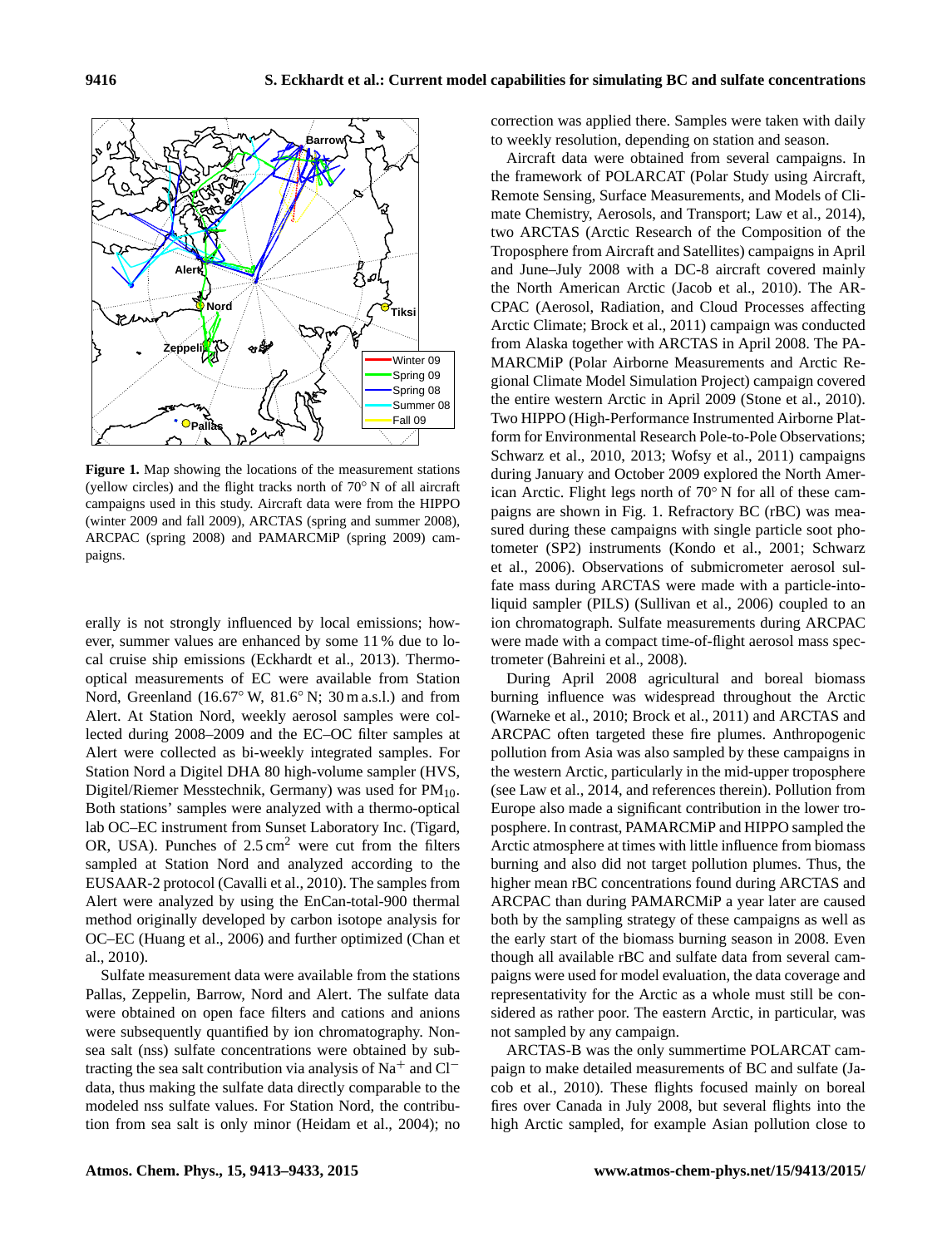**Figure 1.** Map showing the locations of the measurement stations (yellow circles) and the flight tracks north of 70° N of all aircraft campaigns used in this study. Aircraft data were from the HIPPO (winter 2009 and fall 2009), ARCTAS (spring and summer 2008), ARCPAC (spring 2008) and PAMARCMiP (spring 2009) campaigns.

erally is not strongly influenced by local emissions; however, summer values are enhanced by some 11 % due to local cruise ship emissions (Eckhardt et al., 2013). Thermo-optical measurements of EC were available from Station Nord, Greenland (16.67° W, 81.6° N; 30 m a.s.l.) and from Alert. At Station Nord, weekly aerosol samples were collected during 2008–2009 and the EC–OC filter samples at Alert were collected as bi-weekly integrated samples. For Station Nord a Digitel DHA 80 high-volume sampler (HVS, Digitel/Riemer Messtechnik, Germany) was used for $PM_{10}$. Both stations' samples were analyzed with a thermo-optical lab OC–EC instrument from Sunset Laboratory Inc. (Tigard, OR, USA). Punches of 2.5 $cm^2$ were cut from the filters sampled at Station Nord and analyzed according to the EUSAAR-2 protocol (Cavalli et al., 2010). The samples from Alert were analyzed by using the EnCan-total-900 thermal method originally developed by carbon isotope analysis for OC–EC (Huang et al., 2006) and further optimized (Chan et al., 2010).

Sulfate measurement data were available from the stations Pallas, Zeppelin, Barrow, Nord and Alert. The sulfate data were obtained on open face filters and cations and anions were subsequently quantified by ion chromatography. Non-sea salt (nss) sulfate concentrations were obtained by subtracting the sea salt contribution via analysis of $Na^+$ and $Cl^-$ data, thus making the sulfate data directly comparable to the modeled nss sulfate values. For Station Nord, the contribution from sea salt is only minor (Heidam et al., 2004); no correction was applied there. Samples were taken with daily to weekly resolution, depending on station and season.

Aircraft data were obtained from several campaigns. In the framework of POLARCAT (Polar Study using Aircraft, Remote Sensing, Surface Measurements, and Models of Climate Chemistry, Aerosols, and Transport; Law et al., 2014), two ARCTAS (Arctic Research of the Composition of the Troposphere from Aircraft and Satellites) campaigns in April and June–July 2008 with a DC-8 aircraft covered mainly the North American Arctic (Jacob et al., 2010). The ARCPAC (Aerosol, Radiation, and Cloud Processes affecting Arctic Climate; Brock et al., 2011) campaign was conducted from Alaska together with ARCTAS in April 2008. The PAMARCMiP (Polar Airborne Measurements and Arctic Regional Climate Model Simulation Project) campaign covered the entire western Arctic in April 2009 (Stone et al., 2010). Two HIPPO (High-Performance Instrumented Airborne Platform for Environmental Research Pole-to-Pole Observations; Schwarz et al., 2010, 2013; Wofsy et al., 2011) campaigns during January and October 2009 explored the North American Arctic. Flight legs north of 70° N for all of these campaigns are shown in Fig. 1. Refractory BC (rBC) was measured during these campaigns with single particle soot photometer (SP2) instruments (Kondo et al., 2001; Schwarz et al., 2006). Observations of submicrometer aerosol sulfate mass during ARCTAS were made with a particle-into-liquid sampler (PILS) (Sullivan et al., 2006) coupled to an ion chromatograph. Sulfate measurements during ARCPAC were made with a compact time-of-flight aerosol mass spectrometer (Bahreini et al., 2008).

During April 2008 agricultural and boreal biomass burning influence was widespread throughout the Arctic (Warneke et al., 2010; Brock et al., 2011) and ARCTAS and ARCPAC often targeted these fire plumes. Anthropogenic pollution from Asia was also sampled by these campaigns in the western Arctic, particularly in the mid-upper troposphere (see Law et al., 2014, and references therein). Pollution from Europe also made a significant contribution in the lower troposphere. In contrast, PAMARCMiP and HIPPO sampled the Arctic atmosphere at times with little influence from biomass burning and also did not target pollution plumes. Thus, the higher mean rBC concentrations found during ARCTAS and ARCPAC than during PAMARCMiP a year later are caused both by the sampling strategy of these campaigns as well as the early start of the biomass burning season in 2008. Even though all available rBC and sulfate data from several campaigns were used for model evaluation, the data coverage and representativity for the Arctic as a whole must still be considered as rather poor. The eastern Arctic, in particular, was not sampled by any campaign.

ARCTAS-B was the only summertime POLARCAT campaign to make detailed measurements of BC and sulfate (Jacob et al., 2010). These flights focused mainly on boreal fires over Canada in July 2008, but several flights into the high Arctic sampled, for example Asian pollution close to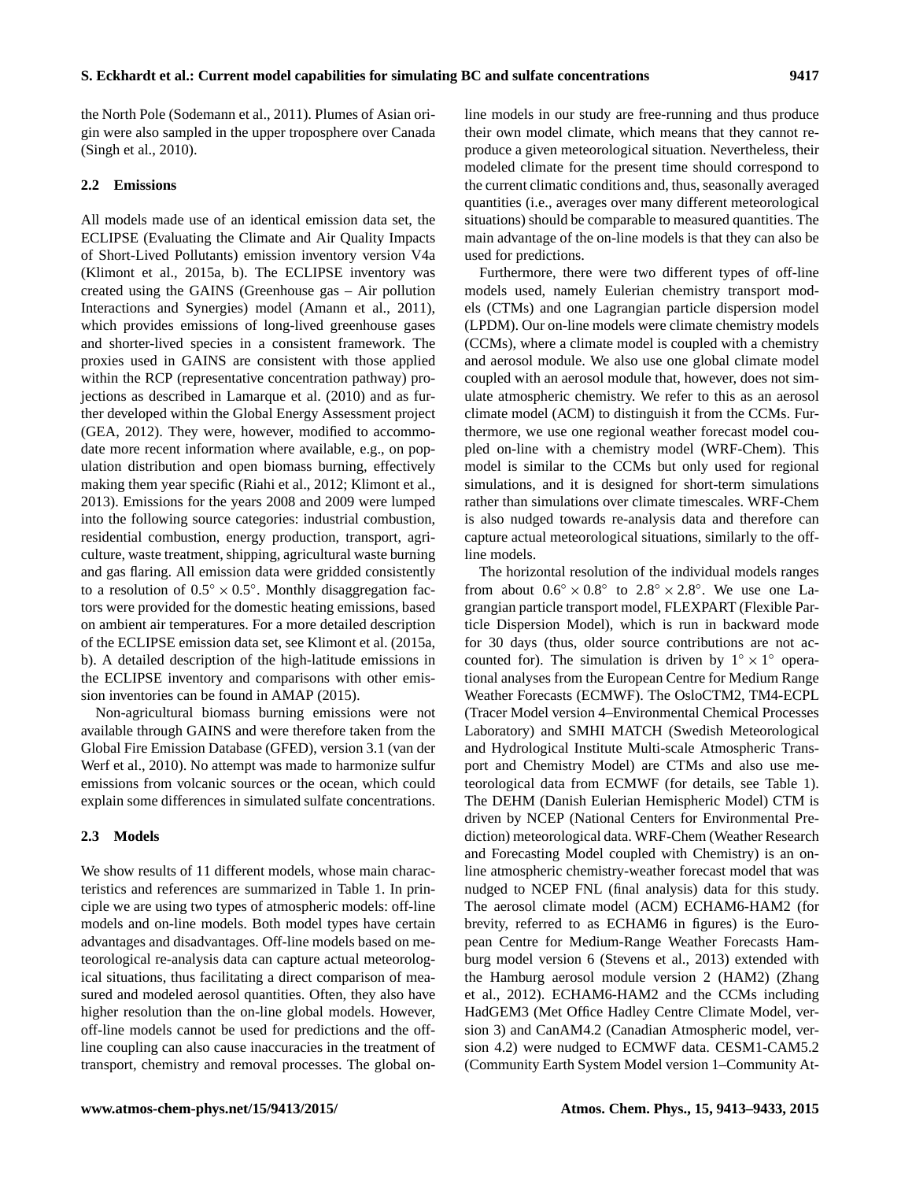the North Pole (Sodemann et al., 2011). Plumes of Asian origin were also sampled in the upper troposphere over Canada (Singh et al., 2010).

### 2.2 Emissions

All models made use of an identical emission data set, the ECLIPSE (Evaluating the Climate and Air Quality Impacts of Short-Lived Pollutants) emission inventory version V4a (Klimont et al., 2015a, b). The ECLIPSE inventory was created using the GAINS (Greenhouse gas – Air pollution Interactions and Synergies) model (Amann et al., 2011), which provides emissions of long-lived greenhouse gases and shorter-lived species in a consistent framework. The proxies used in GAINS are consistent with those applied within the RCP (representative concentration pathway) projections as described in Lamarque et al. (2010) and as further developed within the Global Energy Assessment project (GEA, 2012). They were, however, modified to accommodate more recent information where available, e.g., on population distribution and open biomass burning, effectively making them year specific (Riahi et al., 2012; Klimont et al., 2013). Emissions for the years 2008 and 2009 were lumped into the following source categories: industrial combustion, residential combustion, energy production, transport, agriculture, waste treatment, shipping, agricultural waste burning and gas flaring. All emission data were gridded consistently to a resolution of $0.5^\circ \times 0.5^\circ$. Monthly disaggregation factors were provided for the domestic heating emissions, based on ambient air temperatures. For a more detailed description of the ECLIPSE emission data set, see Klimont et al. (2015a, b). A detailed description of the high-latitude emissions in the ECLIPSE inventory and comparisons with other emission inventories can be found in AMAP (2015).

Non-agricultural biomass burning emissions were not available through GAINS and were therefore taken from the Global Fire Emission Database (GFED), version 3.1 (van der Werf et al., 2010). No attempt was made to harmonize sulfur emissions from volcanic sources or the ocean, which could explain some differences in simulated sulfate concentrations.

### 2.3 Models

We show results of 11 different models, whose main characteristics and references are summarized in Table 1. In principle we are using two types of atmospheric models: off-line models and on-line models. Both model types have certain advantages and disadvantages. Off-line models based on meteorological re-analysis data can capture actual meteorological situations, thus facilitating a direct comparison of measured and modeled aerosol quantities. Often, they also have higher resolution than the on-line global models. However, off-line models cannot be used for predictions and the off-line coupling can also cause inaccuracies in the treatment of transport, chemistry and removal processes. The global on-line models in our study are free-running and thus produce their own model climate, which means that they cannot reproduce a given meteorological situation. Nevertheless, their modeled climate for the present time should correspond to the current climatic conditions and, thus, seasonally averaged quantities (i.e., averages over many different meteorological situations) should be comparable to measured quantities. The main advantage of the on-line models is that they can also be used for predictions.

Furthermore, there were two different types of off-line models used, namely Eulerian chemistry transport models (CTMs) and one Lagrangian particle dispersion model (LPDM). Our on-line models were climate chemistry models (CCMs), where a climate model is coupled with a chemistry and aerosol module. We also use one global climate model coupled with an aerosol module that, however, does not simulate atmospheric chemistry. We refer to this as an aerosol climate model (ACM) to distinguish it from the CCMs. Furthermore, we use one regional weather forecast model coupled on-line with a chemistry model (WRF-Chem). This model is similar to the CCMs but only used for regional simulations, and it is designed for short-term simulations rather than simulations over climate timescales. WRF-Chem is also nudged towards re-analysis data and therefore can capture actual meteorological situations, similarly to the off-line models.

The horizontal resolution of the individual models ranges from about $0.6^\circ \times 0.8^\circ$ to $2.8^\circ \times 2.8^\circ$. We use one Lagrangian particle transport model, FLEXPART (Flexible Particle Dispersion Model), which is run in backward mode for 30 days (thus, older source contributions are not accounted for). The simulation is driven by $1^\circ \times 1^\circ$ operational analyses from the European Centre for Medium Range Weather Forecasts (ECMWF). The OsloCTM2, TM4-ECPL (Tracer Model version 4–Environmental Chemical Processes Laboratory) and SMHI MATCH (Swedish Meteorological and Hydrological Institute Multi-scale Atmospheric Transport and Chemistry Model) are CTMs and also use meteorological data from ECMWF (for details, see Table 1). The DEHM (Danish Eulerian Hemispheric Model) CTM is driven by NCEP (National Centers for Environmental Prediction) meteorological data. WRF-Chem (Weather Research and Forecasting Model coupled with Chemistry) is an on-line atmospheric chemistry-weather forecast model that was nudged to NCEP FNL (final analysis) data for this study. The aerosol climate model (ACM) ECHAM6-HAM2 (for brevity, referred to as ECHAM6 in figures) is the European Centre for Medium-Range Weather Forecasts Hamburg model version 6 (Stevens et al., 2013) extended with the Hamburg aerosol module version 2 (HAM2) (Zhang et al., 2012). ECHAM6-HAM2 and the CCMs including HadGEM3 (Met Office Hadley Centre Climate Model, version 3) and CanAM4.2 (Canadian Atmospheric model, version 4.2) were nudged to ECMWF data. CESM1-CAM5.2 (Community Earth System Model version 1–Community At-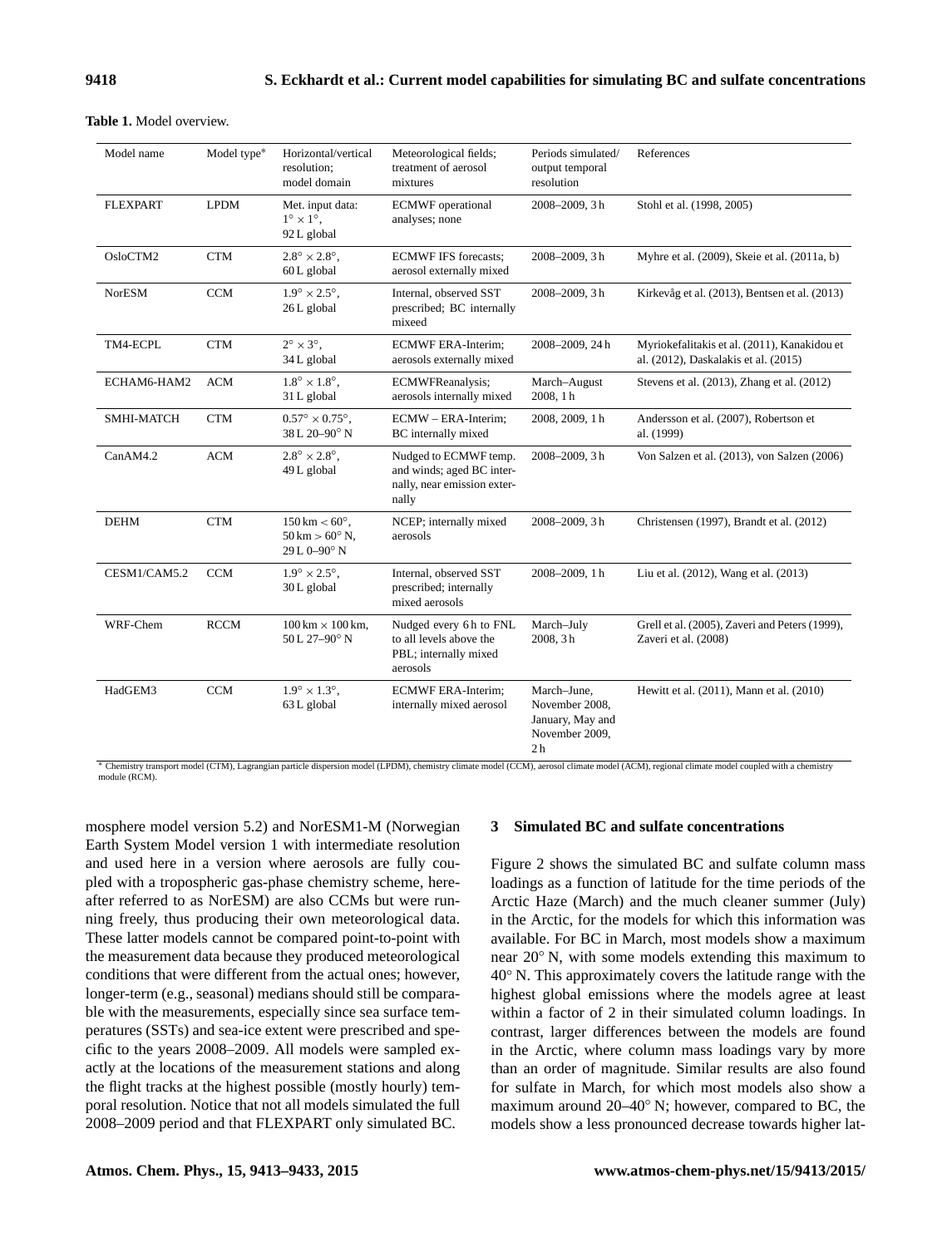**Table 1.** Model overview.

| Model name | Model type* | Horizontal/vertical resolution; model domain | Meteorological fields; treatment of aerosol mixtures | Periods simulated/ output temporal resolution | References |
|---|---|---|---|---|---|
| FLEXPART | LPDM | Met. input data: $1° \times 1°$, 92 L global | ECMWF operational analyses; none | 2008–2009, 3 h | Stohl et al. (1998, 2005) |
| OsloCTM2 | CTM | $2.8° \times 2.8°$, 60 L global | ECMWF IFS forecasts; aerosol externally mixed | 2008–2009, 3 h | Myhre et al. (2009), Skeie et al. (2011a, b) |
| NorESM | CCM | $1.9° \times 2.5°$, 26 L global | Internal, observed SST prescribed; BC internally mixeed | 2008–2009, 3 h | Kirkevåg et al. (2013), Bentsen et al. (2013) |
| TM4-ECPL | CTM | $2° \times 3°$, 34 L global | ECMWF ERA-Interim; aerosols externally mixed | 2008–2009, 24 h | Myriokefalitakis et al. (2011), Kanakidou et al. (2012), Daskalakis et al. (2015) |
| ECHAM6-HAM2 | ACM | $1.8° \times 1.8°$, 31 L global | ECMWFReanalysis; aerosols internally mixed | March–August 2008, 1 h | Stevens et al. (2013), Zhang et al. (2012) |
| SMHI-MATCH | CTM | $0.57° \times 0.75°$, 38 L 20–90° N | ECMW – ERA-Interim; BC internally mixed | 2008, 2009, 1 h | Andersson et al. (2007), Robertson et al. (1999) |
| CanAM4.2 | ACM | $2.8° \times 2.8°$, 49 L global | Nudged to ECMWF temp. and winds; aged BC internally, near emission externally | 2008–2009, 3 h | Von Salzen et al. (2013), von Salzen (2006) |
| DEHM | CTM | 150 km < 60°, 50 km > 60° N, 29 L 0–90° N | NCEP; internally mixed aerosols | 2008–2009, 3 h | Christensen (1997), Brandt et al. (2012) |
| CESM1/CAM5.2 | CCM | $1.9° \times 2.5°$, 30 L global | Internal, observed SST prescribed; internally mixed aerosols | 2008–2009, 1 h | Liu et al. (2012), Wang et al. (2013) |
| WRF-Chem | RCCM | 100 km × 100 km, 50 L 27–90° N | Nudged every 6 h to FNL to all levels above the PBL; internally mixed aerosols | March–July 2008, 3 h | Grell et al. (2005), Zaveri and Peters (1999), Zaveri et al. (2008) |
| HadGEM3 | CCM | $1.9° \times 1.3°$, 63 L global | ECMWF ERA-Interim; internally mixed aerosol | March–June, November 2008, January, May and November 2009, 2 h | Hewitt et al. (2011), Mann et al. (2010) |

* Chemistry transport model (CTM), Lagrangian particle dispersion model (LPDM), chemistry climate model (CCM), aerosol climate model (ACM), regional climate model coupled with a chemistry module (RCM).

mosphere model version 5.2) and NorESM1-M (Norwegian Earth System Model version 1 with intermediate resolution and used here in a version where aerosols are fully coupled with a tropospheric gas-phase chemistry scheme, hereafter referred to as NorESM) are also CCMs but were running freely, thus producing their own meteorological data. These latter models cannot be compared point-to-point with the measurement data because they produced meteorological conditions that were different from the actual ones; however, longer-term (e.g., seasonal) medians should still be comparable with the measurements, especially since sea surface temperatures (SSTs) and sea-ice extent were prescribed and specific to the years 2008–2009. All models were sampled exactly at the locations of the measurement stations and along the flight tracks at the highest possible (mostly hourly) temporal resolution. Notice that not all models simulated the full 2008–2009 period and that FLEXPART only simulated BC.

## 3 Simulated BC and sulfate concentrations

Figure 2 shows the simulated BC and sulfate column mass loadings as a function of latitude for the time periods of the Arctic Haze (March) and the much cleaner summer (July) in the Arctic, for the models for which this information was available. For BC in March, most models show a maximum near 20° N, with some models extending this maximum to 40° N. This approximately covers the latitude range with the highest global emissions where the models agree at least within a factor of 2 in their simulated column loadings. In contrast, larger differences between the models are found in the Arctic, where column mass loadings vary by more than an order of magnitude. Similar results are also found for sulfate in March, for which most models also show a maximum around 20–40° N; however, compared to BC, the models show a less pronounced decrease towards higher lat-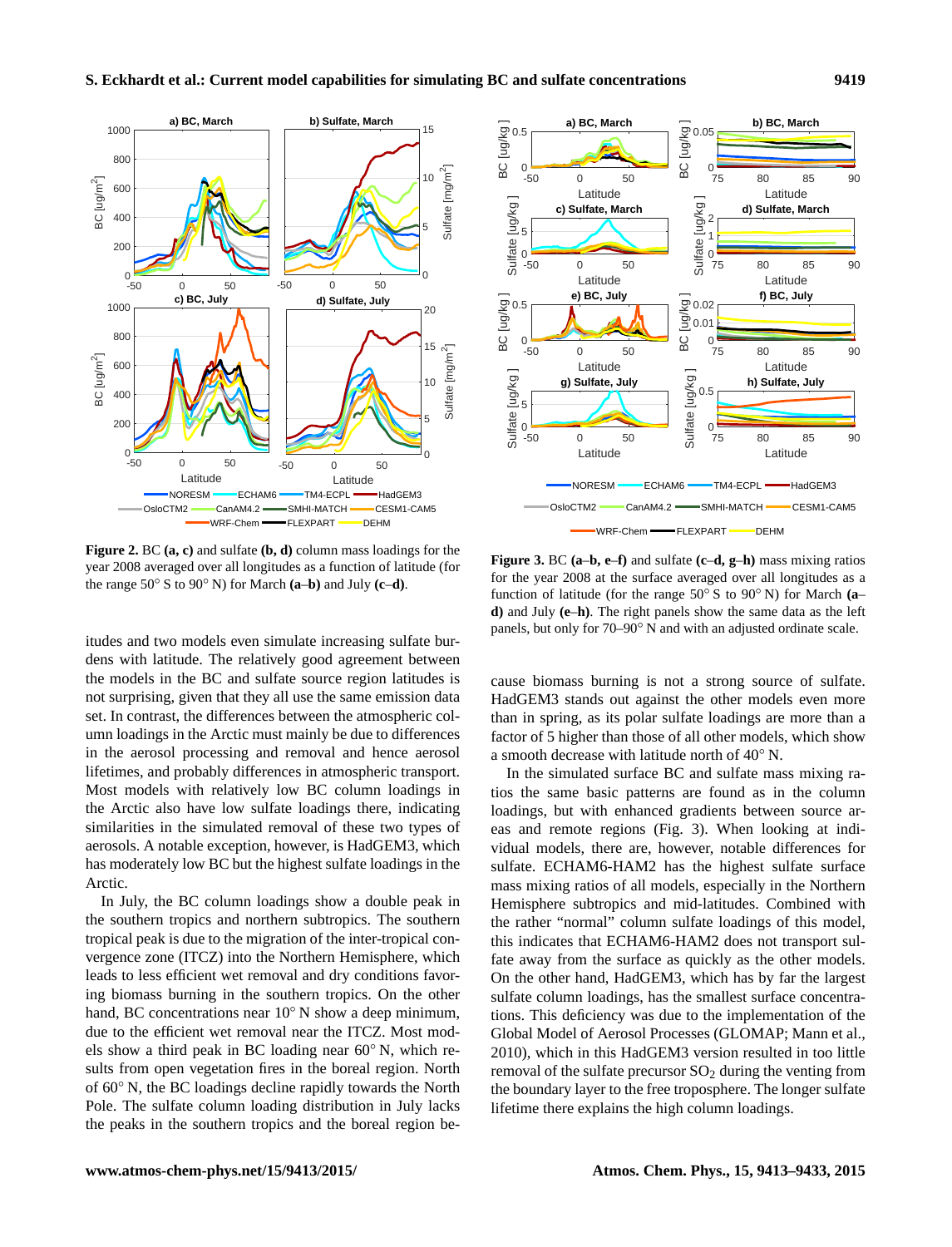**Figure 2.** BC **(a, c)** and sulfate **(b, d)** column mass loadings for the year 2008 averaged over all longitudes as a function of latitude (for the range 50° S to 90° N) for March **(a–b)** and July **(c–d)**.

**Figure 3.** BC **(a–b, e–f)** and sulfate **(c–d, g–h)** mass mixing ratios for the year 2008 at the surface averaged over all longitudes as a function of latitude (for the range 50° S to 90° N) for March **(a–d)** and July **(e–h)**. The right panels show the same data as the left panels, but only for 70–90° N and with an adjusted ordinate scale.

itudes and two models even simulate increasing sulfate burdens with latitude. The relatively good agreement between the models in the BC and sulfate source region latitudes is not surprising, given that they all use the same emission data set. In contrast, the differences between the atmospheric column loadings in the Arctic must mainly be due to differences in the aerosol processing and removal and hence aerosol lifetimes, and probably differences in atmospheric transport. Most models with relatively low BC column loadings in the Arctic also have low sulfate loadings there, indicating similarities in the simulated removal of these two types of aerosols. A notable exception, however, is HadGEM3, which has moderately low BC but the highest sulfate loadings in the Arctic.

In July, the BC column loadings show a double peak in the southern tropics and northern subtropics. The southern tropical peak is due to the migration of the inter-tropical convergence zone (ITCZ) into the Northern Hemisphere, which leads to less efficient wet removal and dry conditions favoring biomass burning in the southern tropics. On the other hand, BC concentrations near 10° N show a deep minimum, due to the efficient wet removal near the ITCZ. Most models show a third peak in BC loading near 60° N, which results from open vegetation fires in the boreal region. North of 60° N, the BC loadings decline rapidly towards the North Pole. The sulfate column loading distribution in July lacks the peaks in the southern tropics and the boreal region because biomass burning is not a strong source of sulfate. HadGEM3 stands out against the other models even more than in spring, as its polar sulfate loadings are more than a factor of 5 higher than those of all other models, which show a smooth decrease with latitude north of 40° N.

In the simulated surface BC and sulfate mass mixing ratios the same basic patterns are found as in the column loadings, but with enhanced gradients between source areas and remote regions (Fig. 3). When looking at individual models, there are, however, notable differences for sulfate. ECHAM6-HAM2 has the highest sulfate surface mass mixing ratios of all models, especially in the Northern Hemisphere subtropics and mid-latitudes. Combined with the rather "normal" column sulfate loadings of this model, this indicates that ECHAM6-HAM2 does not transport sulfate away from the surface as quickly as the other models. On the other hand, HadGEM3, which has by far the largest sulfate column loadings, has the smallest surface concentrations. This deficiency was due to the implementation of the Global Model of Aerosol Processes (GLOMAP; Mann et al., 2010), which in this HadGEM3 version resulted in too little removal of the sulfate precursor $SO_2$ during the venting from the boundary layer to the free troposphere. The longer sulfate lifetime there explains the high column loadings.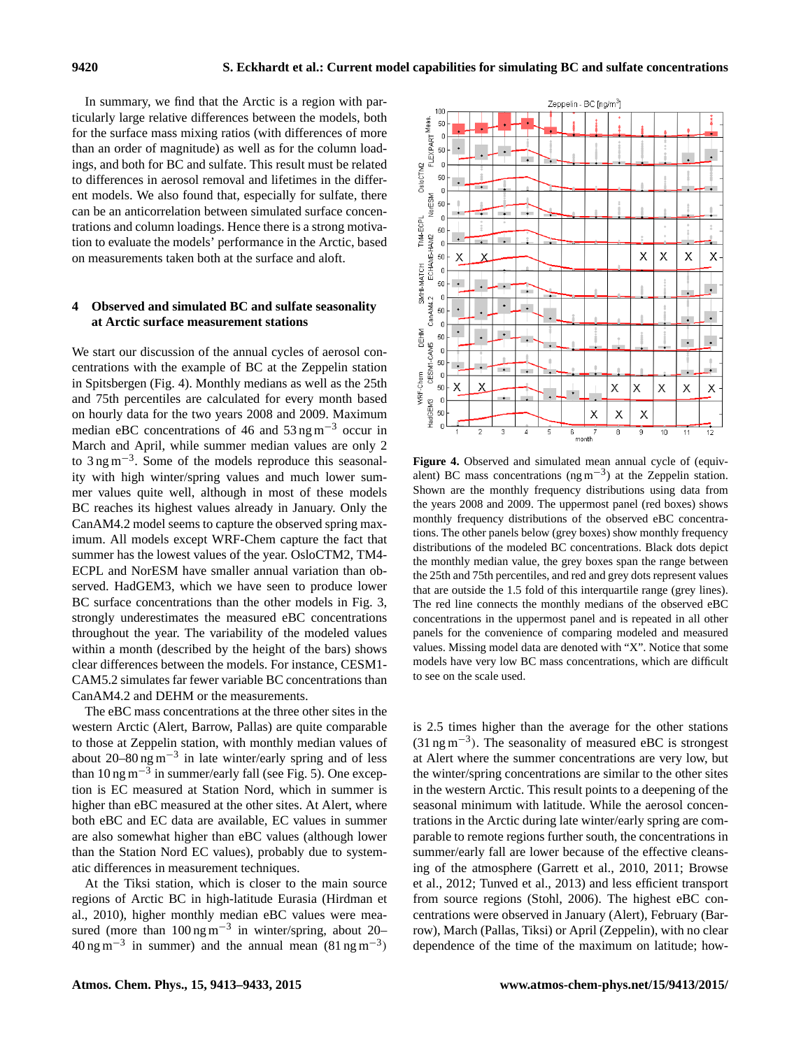In summary, we find that the Arctic is a region with particularly large relative differences between the models, both for the surface mass mixing ratios (with differences of more than an order of magnitude) as well as for the column loadings, and both for BC and sulfate. This result must be related to differences in aerosol removal and lifetimes in the different models. We also found that, especially for sulfate, there can be an anticorrelation between simulated surface concentrations and column loadings. Hence there is a strong motivation to evaluate the models' performance in the Arctic, based on measurements taken both at the surface and aloft.

## 4 Observed and simulated BC and sulfate seasonality at Arctic surface measurement stations

We start our discussion of the annual cycles of aerosol concentrations with the example of BC at the Zeppelin station in Spitsbergen (Fig. 4). Monthly medians as well as the 25th and 75th percentiles are calculated for every month based on hourly data for the two years 2008 and 2009. Maximum median eBC concentrations of 46 and 53 $ng\,m^{-3}$ occur in March and April, while summer median values are only 2 to 3 $ng\,m^{-3}$. Some of the models reproduce this seasonality with high winter/spring values and much lower summer values quite well, although in most of these models BC reaches its highest values already in January. Only the CanAM4.2 model seems to capture the observed spring maximum. All models except WRF-Chem capture the fact that summer has the lowest values of the year. OsloCTM2, TM4-ECPL and NorESM have smaller annual variation than observed. HadGEM3, which we have seen to produce lower BC surface concentrations than the other models in Fig. 3, strongly underestimates the measured eBC concentrations throughout the year. The variability of the modeled values within a month (described by the height of the bars) shows clear differences between the models. For instance, CESM1-CAM5.2 simulates far fewer variable BC concentrations than CanAM4.2 and DEHM or the measurements.

The eBC mass concentrations at the three other sites in the western Arctic (Alert, Barrow, Pallas) are quite comparable to those at Zeppelin station, with monthly median values of about 20–80 $ng\,m^{-3}$ in late winter/early spring and of less than 10 $ng\,m^{-3}$ in summer/early fall (see Fig. 5). One exception is EC measured at Station Nord, which in summer is higher than eBC measured at the other sites. At Alert, where both eBC and EC data are available, EC values in summer are also somewhat higher than eBC values (although lower than the Station Nord EC values), probably due to systematic differences in measurement techniques.

At the Tiksi station, which is closer to the main source regions of Arctic BC in high-latitude Eurasia (Hirdman et al., 2010), higher monthly median eBC values were measured (more than 100 $ng\,m^{-3}$ in winter/spring, about 20–40 $ng\,m^{-3}$ in summer) and the annual mean (81 $ng\,m^{-3}$) is 2.5 times higher than the average for the other stations (31 $ng\,m^{-3}$). The seasonality of measured eBC is strongest at Alert where the summer concentrations are very low, but the winter/spring concentrations are similar to the other sites in the western Arctic. This result points to a deepening of the seasonal minimum with latitude. While the aerosol concentrations in the Arctic during late winter/early spring are comparable to remote regions further south, the concentrations in summer/early fall are lower because of the effective cleansing of the atmosphere (Garrett et al., 2010, 2011; Browse et al., 2012; Tunved et al., 2013) and less efficient transport from source regions (Stohl, 2006). The highest eBC concentrations were observed in January (Alert), February (Barrow), March (Pallas, Tiksi) or April (Zeppelin), with no clear dependence of the time of the maximum on latitude; how-

**Figure 4.** Observed and simulated mean annual cycle of (equivalent) BC mass concentrations ($ng\,m^{-3}$) at the Zeppelin station. Shown are the monthly frequency distributions using data from the years 2008 and 2009. The uppermost panel (red boxes) shows monthly frequency distributions of the observed eBC concentrations. The other panels below (grey boxes) show monthly frequency distributions of the modeled BC concentrations. Black dots depict the monthly median value, the grey boxes span the range between the 25th and 75th percentiles, and red and grey dots represent values that are outside the 1.5 fold of this interquartile range (grey lines). The red line connects the monthly medians of the observed eBC concentrations in the uppermost panel and is repeated in all other panels for the convenience of comparing modeled and measured values. Missing model data are denoted with "X". Notice that some models have very low BC mass concentrations, which are difficult to see on the scale used.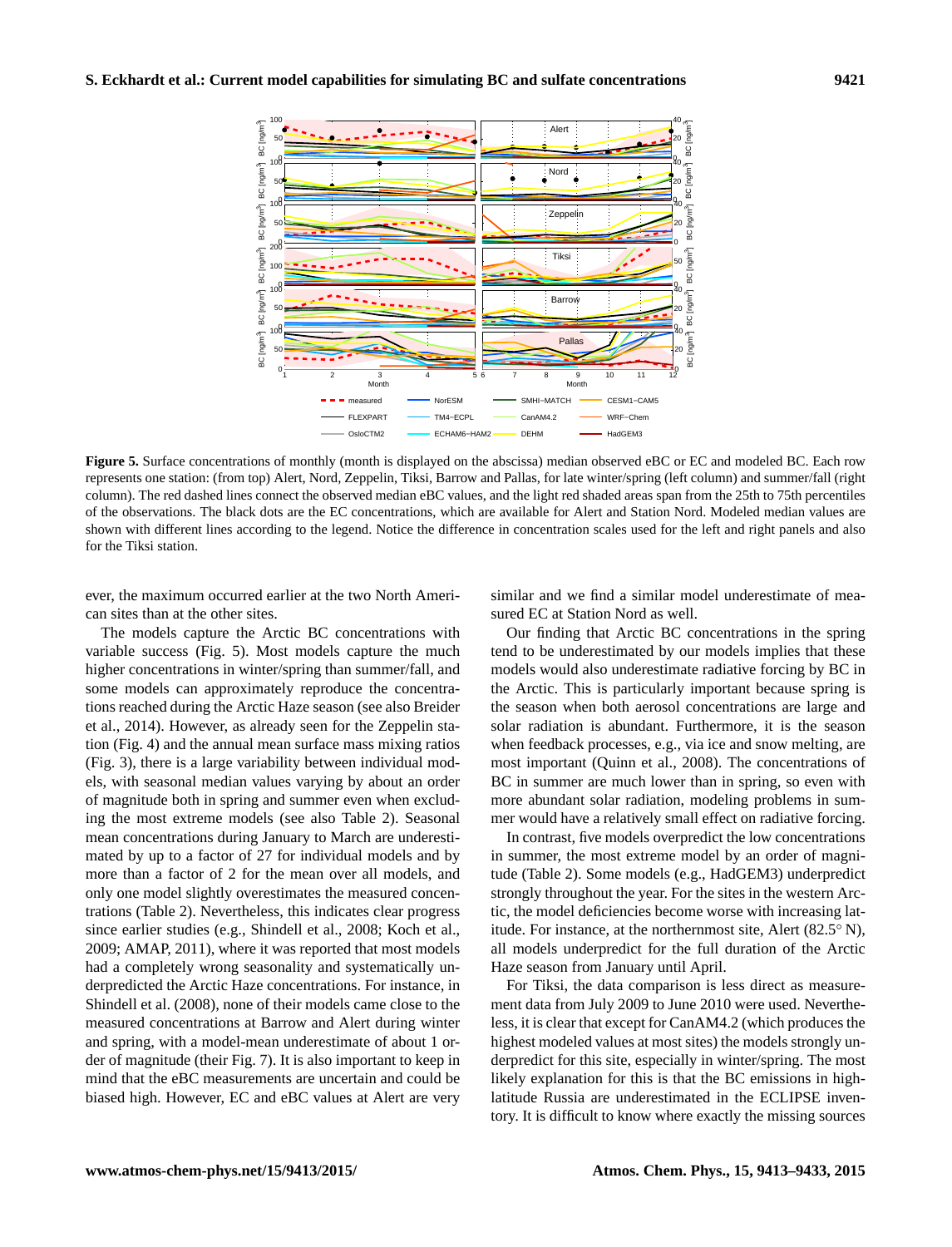**Figure 5.** Surface concentrations of monthly (month is displayed on the abscissa) median observed eBC or EC and modeled BC. Each row represents one station: (from top) Alert, Nord, Zeppelin, Tiksi, Barrow and Pallas, for late winter/spring (left column) and summer/fall (right column). The red dashed lines connect the observed median eBC values, and the light red shaded areas span from the 25th to 75th percentiles of the observations. The black dots are the EC concentrations, which are available for Alert and Station Nord. Modeled median values are shown with different lines according to the legend. Notice the difference in concentration scales used for the left and right panels and also for the Tiksi station.

ever, the maximum occurred earlier at the two North American sites than at the other sites.

The models capture the Arctic BC concentrations with variable success (Fig. 5). Most models capture the much higher concentrations in winter/spring than summer/fall, and some models can approximately reproduce the concentrations reached during the Arctic Haze season (see also Breider et al., 2014). However, as already seen for the Zeppelin station (Fig. 4) and the annual mean surface mass mixing ratios (Fig. 3), there is a large variability between individual models, with seasonal median values varying by about an order of magnitude both in spring and summer even when excluding the most extreme models (see also Table 2). Seasonal mean concentrations during January to March are underestimated by up to a factor of 27 for individual models and by more than a factor of 2 for the mean over all models, and only one model slightly overestimates the measured concentrations (Table 2). Nevertheless, this indicates clear progress since earlier studies (e.g., Shindell et al., 2008; Koch et al., 2009; AMAP, 2011), where it was reported that most models had a completely wrong seasonality and systematically underpredicted the Arctic Haze concentrations. For instance, in Shindell et al. (2008), none of their models came close to the measured concentrations at Barrow and Alert during winter and spring, with a model-mean underestimate of about 1 order of magnitude (their Fig. 7). It is also important to keep in mind that the eBC measurements are uncertain and could be biased high. However, EC and eBC values at Alert are very similar and we find a similar model underestimate of measured EC at Station Nord as well.

Our finding that Arctic BC concentrations in the spring tend to be underestimated by our models implies that these models would also underestimate radiative forcing by BC in the Arctic. This is particularly important because spring is the season when both aerosol concentrations are large and solar radiation is abundant. Furthermore, it is the season when feedback processes, e.g., via ice and snow melting, are most important (Quinn et al., 2008). The concentrations of BC in summer are much lower than in spring, so even with more abundant solar radiation, modeling problems in summer would have a relatively small effect on radiative forcing.

In contrast, five models overpredict the low concentrations in summer, the most extreme model by an order of magnitude (Table 2). Some models (e.g., HadGEM3) underpredict strongly throughout the year. For the sites in the western Arctic, the model deficiencies become worse with increasing latitude. For instance, at the northernmost site, Alert (82.5° N), all models underpredict for the full duration of the Arctic Haze season from January until April.

For Tiksi, the data comparison is less direct as measurement data from July 2009 to June 2010 were used. Nevertheless, it is clear that except for CanAM4.2 (which produces the highest modeled values at most sites) the models strongly underpredict for this site, especially in winter/spring. The most likely explanation for this is that the BC emissions in high-latitude Russia are underestimated in the ECLIPSE inventory. It is difficult to know where exactly the missing sources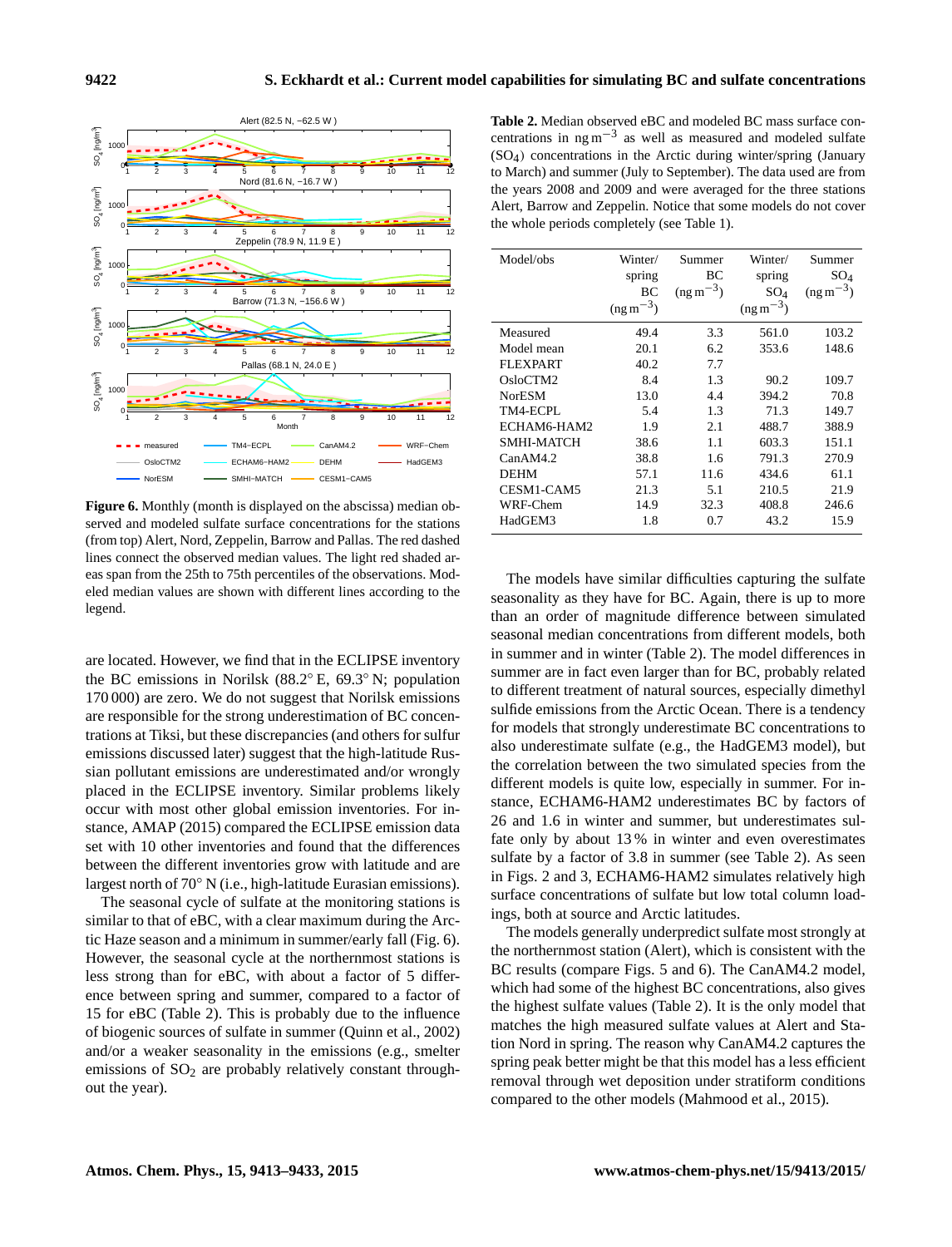**Figure 6.** Monthly (month is displayed on the abscissa) median observed and modeled sulfate surface concentrations for the stations (from top) Alert, Nord, Zeppelin, Barrow and Pallas. The red dashed lines connect the observed median values. The light red shaded areas span from the 25th to 75th percentiles of the observations. Modeled median values are shown with different lines according to the legend.

are located. However, we find that in the ECLIPSE inventory the BC emissions in Norilsk (88.2° E, 69.3° N; population 170 000) are zero. We do not suggest that Norilsk emissions are responsible for the strong underestimation of BC concentrations at Tiksi, but these discrepancies (and others for sulfur emissions discussed later) suggest that the high-latitude Russian pollutant emissions are underestimated and/or wrongly placed in the ECLIPSE inventory. Similar problems likely occur with most other global emission inventories. For instance, AMAP (2015) compared the ECLIPSE emission data set with 10 other inventories and found that the differences between the different inventories grow with latitude and are largest north of 70° N (i.e., high-latitude Eurasian emissions).

The seasonal cycle of sulfate at the monitoring stations is similar to that of eBC, with a clear maximum during the Arctic Haze season and a minimum in summer/early fall (Fig. 6). However, the seasonal cycle at the northernmost stations is less strong than for eBC, with about a factor of 5 difference between spring and summer, compared to a factor of 15 for eBC (Table 2). This is probably due to the influence of biogenic sources of sulfate in summer (Quinn et al., 2002) and/or a weaker seasonality in the emissions (e.g., smelter emissions of $SO_2$ are probably relatively constant throughout the year).

**Table 2.** Median observed eBC and modeled BC mass surface concentrations in $ng\,m^{-3}$ as well as measured and modeled sulfate ($SO_4$) concentrations in the Arctic during winter/spring (January to March) and summer (July to September). The data used are from the years 2008 and 2009 and were averaged for the three stations Alert, Barrow and Zeppelin. Notice that some models do not cover the whole periods completely (see Table 1).

| Model/obs | Winter/ spring BC ($ng\,m^{-3}$) | Summer BC ($ng\,m^{-3}$) | Winter/ spring $SO_4$ ($ng\,m^{-3}$) | Summer $SO_4$ ($ng\,m^{-3}$) |
|---|---|---|---|---|
| Measured | 49.4 | 3.3 | 561.0 | 103.2 |
| Model mean | 20.1 | 6.2 | 353.6 | 148.6 |
| FLEXPART | 40.2 | 7.7 | | |
| OsloCTM2 | 8.4 | 1.3 | 90.2 | 109.7 |
| NorESM | 13.0 | 4.4 | 394.2 | 70.8 |
| TM4-ECPL | 5.4 | 1.3 | 71.3 | 149.7 |
| ECHAM6-HAM2 | 1.9 | 2.1 | 488.7 | 388.9 |
| SMHI-MATCH | 38.6 | 1.1 | 603.3 | 151.1 |
| CanAM4.2 | 38.8 | 1.6 | 791.3 | 270.9 |
| DEHM | 57.1 | 11.6 | 434.6 | 61.1 |
| CESM1-CAM5 | 21.3 | 5.1 | 210.5 | 21.9 |
| WRF-Chem | 14.9 | 32.3 | 408.8 | 246.6 |
| HadGEM3 | 1.8 | 0.7 | 43.2 | 15.9 |

The models have similar difficulties capturing the sulfate seasonality as they have for BC. Again, there is up to more than an order of magnitude difference between simulated seasonal median concentrations from different models, both in summer and in winter (Table 2). The model differences in summer are in fact even larger than for BC, probably related to different treatment of natural sources, especially dimethyl sulfide emissions from the Arctic Ocean. There is a tendency for models that strongly underestimate BC concentrations to also underestimate sulfate (e.g., the HadGEM3 model), but the correlation between the two simulated species from the different models is quite low, especially in summer. For instance, ECHAM6-HAM2 underestimates BC by factors of 26 and 1.6 in winter and summer, but underestimates sulfate only by about 13 % in winter and even overestimates sulfate by a factor of 3.8 in summer (see Table 2). As seen in Figs. 2 and 3, ECHAM6-HAM2 simulates relatively high surface concentrations of sulfate but low total column loadings, both at source and Arctic latitudes.

The models generally underpredict sulfate most strongly at the northernmost station (Alert), which is consistent with the BC results (compare Figs. 5 and 6). The CanAM4.2 model, which had some of the highest BC concentrations, also gives the highest sulfate values (Table 2). It is the only model that matches the high measured sulfate values at Alert and Station Nord in spring. The reason why CanAM4.2 captures the spring peak better might be that this model has a less efficient removal through wet deposition under stratiform conditions compared to the other models (Mahmood et al., 2015).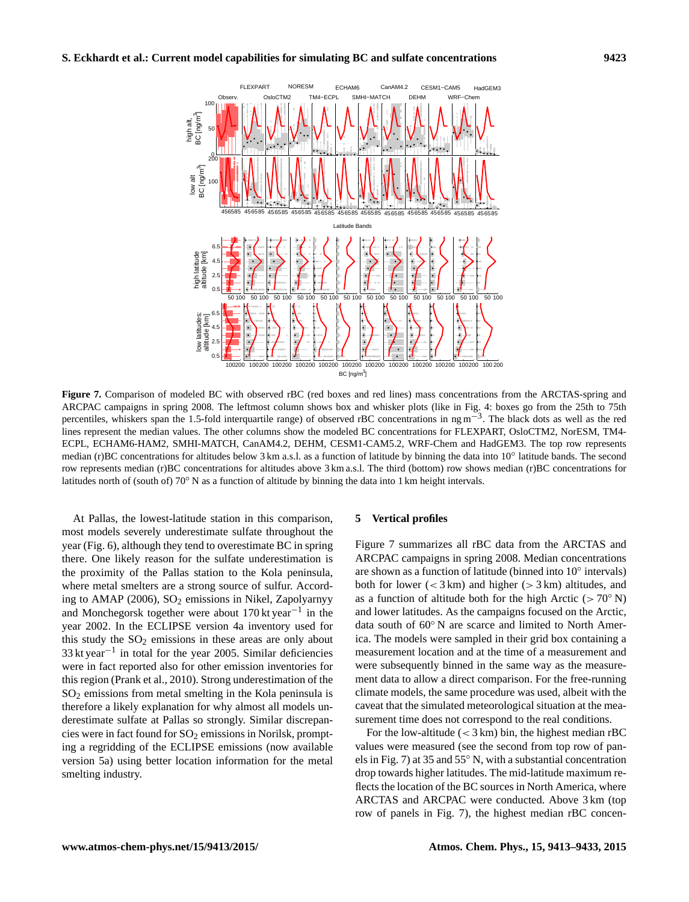**Figure 7.** Comparison of modeled BC with observed rBC (red boxes and red lines) mass concentrations from the ARCTAS-spring and ARCPAC campaigns in spring 2008. The leftmost column shows box and whisker plots (like in Fig. 4: boxes go from the 25th to 75th percentiles, whiskers span the 1.5-fold interquartile range) of observed rBC concentrations in ng $m^{-3}$. The black dots as well as the red lines represent the median values. The other columns show the modeled BC concentrations for FLEXPART, OsloCTM2, NorESM, TM4-ECPL, ECHAM6-HAM2, SMHI-MATCH, CanAM4.2, DEHM, CESM1-CAM5.2, WRF-Chem and HadGEM3. The top row represents median (r)BC concentrations for altitudes below 3 km a.s.l. as a function of latitude by binning the data into 10° latitude bands. The second row represents median (r)BC concentrations for altitudes above 3 km a.s.l. The third (bottom) row shows median (r)BC concentrations for latitudes north of (south of) 70° N as a function of altitude by binning the data into 1 km height intervals.

At Pallas, the lowest-latitude station in this comparison, most models severely underestimate sulfate throughout the year (Fig. 6), although they tend to overestimate BC in spring there. One likely reason for the sulfate underestimation is the proximity of the Pallas station to the Kola peninsula, where metal smelters are a strong source of sulfur. According to AMAP (2006), $SO_2$ emissions in Nikel, Zapolyarnyy and Monchegorsk together were about 170 kt $year^{-1}$ in the year 2002. In the ECLIPSE version 4a inventory used for this study the $SO_2$ emissions in these areas are only about 33 kt $year^{-1}$ in total for the year 2005. Similar deficiencies were in fact reported also for other emission inventories for this region (Prank et al., 2010). Strong underestimation of the $SO_2$ emissions from metal smelting in the Kola peninsula is therefore a likely explanation for why almost all models underestimate sulfate at Pallas so strongly. Similar discrepancies were in fact found for $SO_2$ emissions in Norilsk, prompting a regridding of the ECLIPSE emissions (now available version 5a) using better location information for the metal smelting industry.

## 5 Vertical profiles

Figure 7 summarizes all rBC data from the ARCTAS and ARCPAC campaigns in spring 2008. Median concentrations are shown as a function of latitude (binned into 10° intervals) both for lower (< 3 km) and higher (> 3 km) altitudes, and as a function of altitude both for the high Arctic (> 70° N) and lower latitudes. As the campaigns focused on the Arctic, data south of 60° N are scarce and limited to North America. The models were sampled in their grid box containing a measurement location and at the time of a measurement and were subsequently binned in the same way as the measurement data to allow a direct comparison. For the free-running climate models, the same procedure was used, albeit with the caveat that the simulated meteorological situation at the measurement time does not correspond to the real conditions.

For the low-altitude (< 3 km) bin, the highest median rBC values were measured (see the second from top row of panels in Fig. 7) at 35 and 55° N, with a substantial concentration drop towards higher latitudes. The mid-latitude maximum reflects the location of the BC sources in North America, where ARCTAS and ARCPAC were conducted. Above 3 km (top row of panels in Fig. 7), the highest median rBC concen-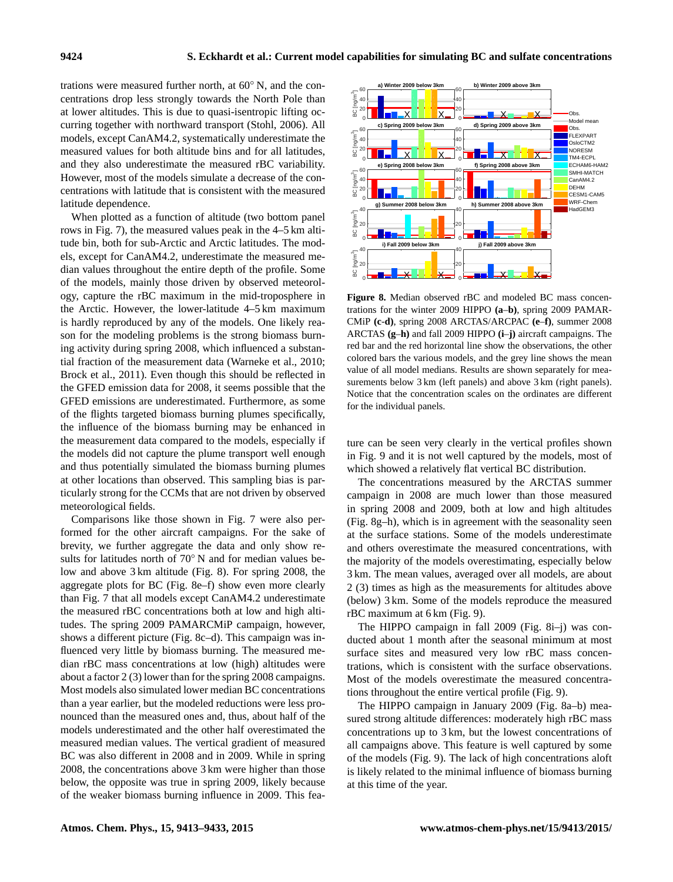trations were measured further north, at 60° N, and the concentrations drop less strongly towards the North Pole than at lower altitudes. This is due to quasi-isentropic lifting occurring together with northward transport (Stohl, 2006). All models, except CanAM4.2, systematically underestimate the measured values for both altitude bins and for all latitudes, and they also underestimate the measured rBC variability. However, most of the models simulate a decrease of the concentrations with latitude that is consistent with the measured latitude dependence.

When plotted as a function of altitude (two bottom panel rows in Fig. 7), the measured values peak in the 4–5 km altitude bin, both for sub-Arctic and Arctic latitudes. The models, except for CanAM4.2, underestimate the measured median values throughout the entire depth of the profile. Some of the models, mainly those driven by observed meteorology, capture the rBC maximum in the mid-troposphere in the Arctic. However, the lower-latitude 4–5 km maximum is hardly reproduced by any of the models. One likely reason for the modeling problems is the strong biomass burning activity during spring 2008, which influenced a substantial fraction of the measurement data (Warneke et al., 2010; Brock et al., 2011). Even though this should be reflected in the GFED emission data for 2008, it seems possible that the GFED emissions are underestimated. Furthermore, as some of the flights targeted biomass burning plumes specifically, the influence of the biomass burning may be enhanced in the measurement data compared to the models, especially if the models did not capture the plume transport well enough and thus potentially simulated the biomass burning plumes at other locations than observed. This sampling bias is particularly strong for the CCMs that are not driven by observed meteorological fields.

Comparisons like those shown in Fig. 7 were also performed for the other aircraft campaigns. For the sake of brevity, we further aggregate the data and only show results for latitudes north of 70° N and for median values below and above 3 km altitude (Fig. 8). For spring 2008, the aggregate plots for BC (Fig. 8e–f) show even more clearly than Fig. 7 that all models except CanAM4.2 underestimate the measured rBC concentrations both at low and high altitudes. The spring 2009 PAMARCMiP campaign, however, shows a different picture (Fig. 8c–d). This campaign was influenced very little by biomass burning. The measured median rBC mass concentrations at low (high) altitudes were about a factor 2 (3) lower than for the spring 2008 campaigns. Most models also simulated lower median BC concentrations than a year earlier, but the modeled reductions were less pronounced than the measured ones and, thus, about half of the models underestimated and the other half overestimated the measured median values. The vertical gradient of measured BC was also different in 2008 and in 2009. While in spring 2008, the concentrations above 3 km were higher than those below, the opposite was true in spring 2009, likely because of the weaker biomass burning influence in 2009. This feature can be seen very clearly in the vertical profiles shown in Fig. 9 and it is not well captured by the models, most of which showed a relatively flat vertical BC distribution.

**Figure 8.** Median observed rBC and modeled BC mass concentrations for the winter 2009 HIPPO **(a–b)**, spring 2009 PAMARCMiP **(c-d)**, spring 2008 ARCTAS/ARCPAC **(e–f)**, summer 2008 ARCTAS **(g–h)** and fall 2009 HIPPO **(i–j)** aircraft campaigns. The red bar and the red horizontal line show the observations, the other colored bars the various models, and the grey line shows the mean value of all model medians. Results are shown separately for measurements below 3 km (left panels) and above 3 km (right panels). Notice that the concentration scales on the ordinates are different for the individual panels.

The concentrations measured by the ARCTAS summer campaign in 2008 are much lower than those measured in spring 2008 and 2009, both at low and high altitudes (Fig. 8g–h), which is in agreement with the seasonality seen at the surface stations. Some of the models underestimate and others overestimate the measured concentrations, with the majority of the models overestimating, especially below 3 km. The mean values, averaged over all models, are about 2 (3) times as high as the measurements for altitudes above (below) 3 km. Some of the models reproduce the measured rBC maximum at 6 km (Fig. 9).

The HIPPO campaign in fall 2009 (Fig. 8i–j) was conducted about 1 month after the seasonal minimum at most surface sites and measured very low rBC mass concentrations, which is consistent with the surface observations. Most of the models overestimate the measured concentrations throughout the entire vertical profile (Fig. 9).

The HIPPO campaign in January 2009 (Fig. 8a–b) measured strong altitude differences: moderately high rBC mass concentrations up to 3 km, but the lowest concentrations of all campaigns above. This feature is well captured by some of the models (Fig. 9). The lack of high concentrations aloft is likely related to the minimal influence of biomass burning at this time of the year.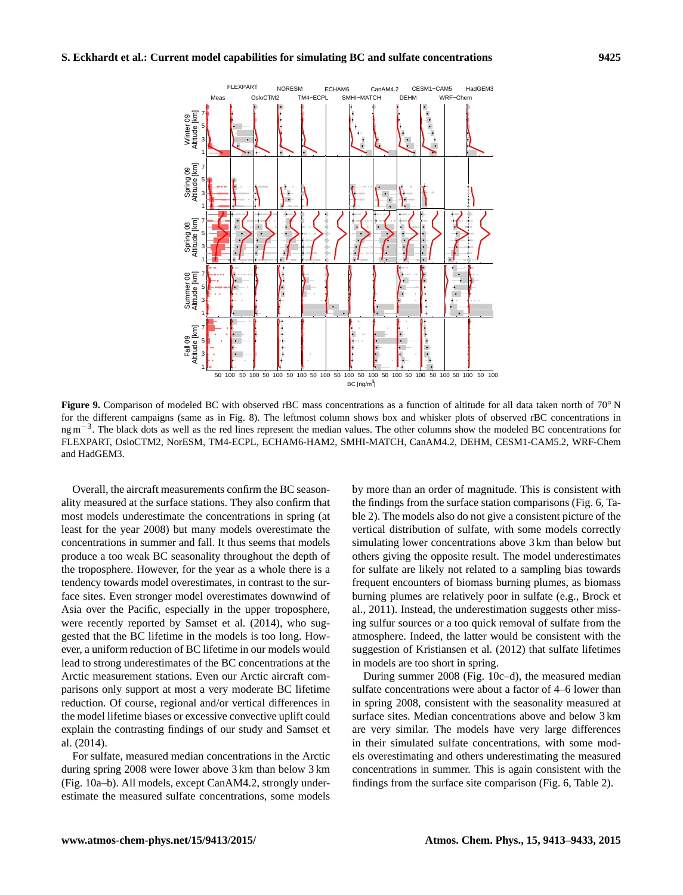**Figure 9.** Comparison of modeled BC with observed rBC mass concentrations as a function of altitude for all data taken north of 70° N for the different campaigns (same as in Fig. 8). The leftmost column shows box and whisker plots of observed rBC concentrations in ng $m^{-3}$. The black dots as well as the red lines represent the median values. The other columns show the modeled BC concentrations for FLEXPART, OsloCTM2, NorESM, TM4-ECPL, ECHAM6-HAM2, SMHI-MATCH, CanAM4.2, DEHM, CESM1-CAM5.2, WRF-Chem and HadGEM3.

Overall, the aircraft measurements confirm the BC seasonality measured at the surface stations. They also confirm that most models underestimate the concentrations in spring (at least for the year 2008) but many models overestimate the concentrations in summer and fall. It thus seems that models produce a too weak BC seasonality throughout the depth of the troposphere. However, for the year as a whole there is a tendency towards model overestimates, in contrast to the surface sites. Even stronger model overestimates downwind of Asia over the Pacific, especially in the upper troposphere, were recently reported by Samset et al. (2014), who suggested that the BC lifetime in the models is too long. However, a uniform reduction of BC lifetime in our models would lead to strong underestimates of the BC concentrations at the Arctic measurement stations. Even our Arctic aircraft comparisons only support at most a very moderate BC lifetime reduction. Of course, regional and/or vertical differences in the model lifetime biases or excessive convective uplift could explain the contrasting findings of our study and Samset et al. (2014).

For sulfate, measured median concentrations in the Arctic during spring 2008 were lower above 3 km than below 3 km (Fig. 10a–b). All models, except CanAM4.2, strongly underestimate the measured sulfate concentrations, some models by more than an order of magnitude. This is consistent with the findings from the surface station comparisons (Fig. 6, Table 2). The models also do not give a consistent picture of the vertical distribution of sulfate, with some models correctly simulating lower concentrations above 3 km than below but others giving the opposite result. The model underestimates for sulfate are likely not related to a sampling bias towards frequent encounters of biomass burning plumes, as biomass burning plumes are relatively poor in sulfate (e.g., Brock et al., 2011). Instead, the underestimation suggests other missing sulfur sources or a too quick removal of sulfate from the atmosphere. Indeed, the latter would be consistent with the suggestion of Kristiansen et al. (2012) that sulfate lifetimes in models are too short in spring.

During summer 2008 (Fig. 10c–d), the measured median sulfate concentrations were about a factor of 4–6 lower than in spring 2008, consistent with the seasonality measured at surface sites. Median concentrations above and below 3 km are very similar. The models have very large differences in their simulated sulfate concentrations, with some models overestimating and others underestimating the measured concentrations in summer. This is again consistent with the findings from the surface site comparison (Fig. 6, Table 2).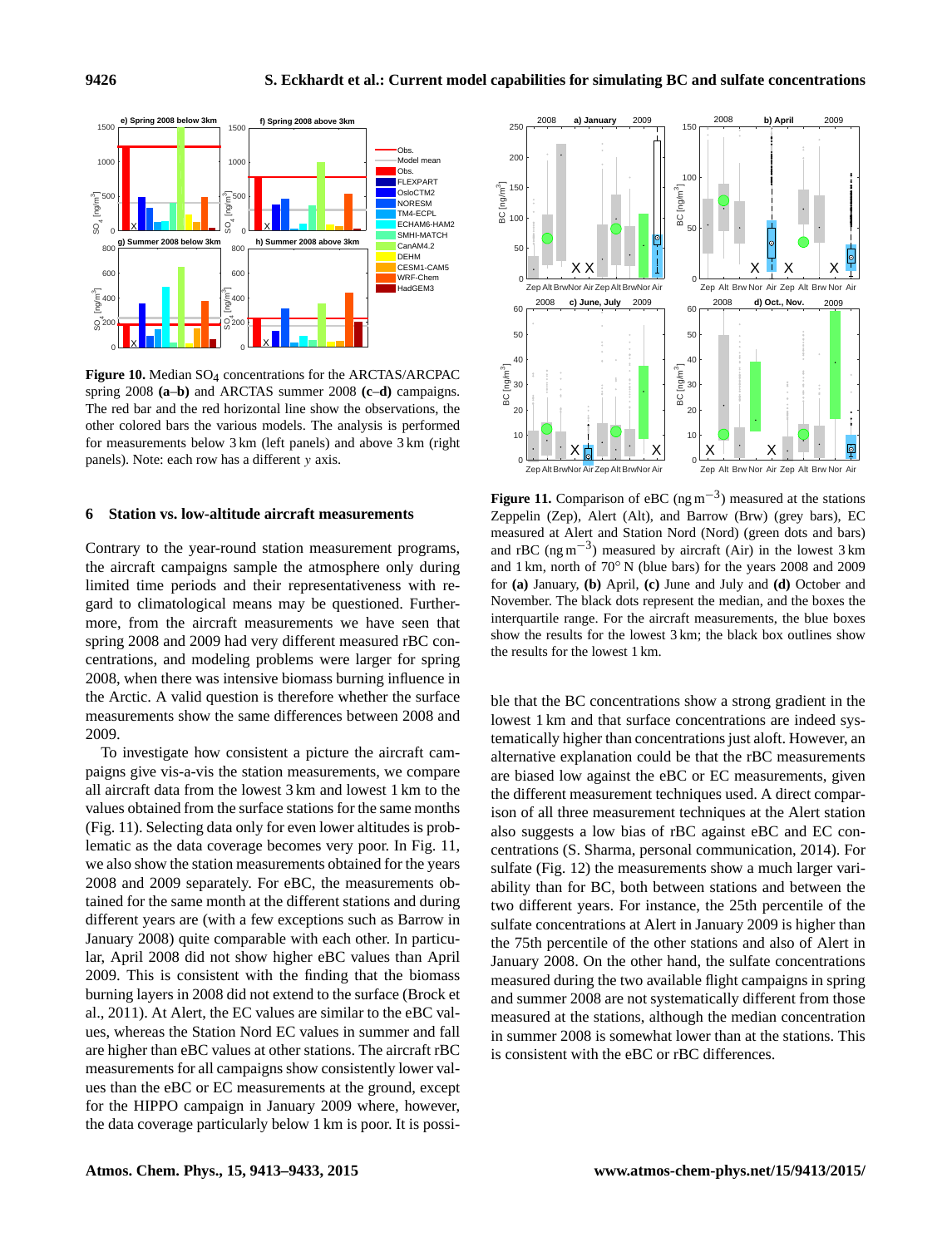**Figure 10.** Median $SO_4$ concentrations for the ARCTAS/ARCPAC spring 2008 **(a–b)** and ARCTAS summer 2008 **(c–d)** campaigns. The red bar and the red horizontal line show the observations, the other colored bars the various models. The analysis is performed for measurements below 3 km (left panels) and above 3 km (right panels). Note: each row has a different $y$ axis.

## 6 Station vs. low-altitude aircraft measurements

Contrary to the year-round station measurement programs, the aircraft campaigns sample the atmosphere only during limited time periods and their representativeness with regard to climatological means may be questioned. Furthermore, from the aircraft measurements we have seen that spring 2008 and 2009 had very different measured rBC concentrations, and modeling problems were larger for spring 2008, when there was intensive biomass burning influence in the Arctic. A valid question is therefore whether the surface measurements show the same differences between 2008 and 2009.

To investigate how consistent a picture the aircraft campaigns give vis-a-vis the station measurements, we compare all aircraft data from the lowest 3 km and lowest 1 km to the values obtained from the surface stations for the same months (Fig. 11). Selecting data only for even lower altitudes is problematic as the data coverage becomes very poor. In Fig. 11, we also show the station measurements obtained for the years 2008 and 2009 separately. For eBC, the measurements obtained for the same month at the different stations and during different years are (with a few exceptions such as Barrow in January 2008) quite comparable with each other. In particular, April 2008 did not show higher eBC values than April 2009. This is consistent with the finding that the biomass burning layers in 2008 did not extend to the surface (Brock et al., 2011). At Alert, the EC values are similar to the eBC values, whereas the Station Nord EC values in summer and fall are higher than eBC values at other stations. The aircraft rBC measurements for all campaigns show consistently lower values than the eBC or EC measurements at the ground, except for the HIPPO campaign in January 2009 where, however, the data coverage particularly below 1 km is poor. It is possible that the BC concentrations show a strong gradient in the lowest 1 km and that surface concentrations are indeed systematically higher than concentrations just aloft. However, an alternative explanation could be that the rBC measurements are biased low against the eBC or EC measurements, given the different measurement techniques used. A direct comparison of all three measurement techniques at the Alert station also suggests a low bias of rBC against eBC and EC concentrations (S. Sharma, personal communication, 2014). For sulfate (Fig. 12) the measurements show a much larger variability than for BC, both between stations and between the two different years. For instance, the 25th percentile of the sulfate concentrations at Alert in January 2009 is higher than the 75th percentile of the other stations and also of Alert in January 2008. On the other hand, the sulfate concentrations measured during the two available flight campaigns in spring and summer 2008 are not systematically different from those measured at the stations, although the median concentration in summer 2008 is somewhat lower than at the stations. This is consistent with the eBC or rBC differences.

**Figure 11.** Comparison of eBC (ng m$^{-3}$) measured at the stations Zeppelin (Zep), Alert (Alt), and Barrow (Brw) (grey bars), EC measured at Alert and Station Nord (Nord) (green dots and bars) and rBC (ng m$^{-3}$) measured by aircraft (Air) in the lowest 3 km and 1 km, north of 70° N (blue bars) for the years 2008 and 2009 for **(a)** January, **(b)** April, **(c)** June and July and **(d)** October and November. The black dots represent the median, and the boxes the interquartile range. For the aircraft measurements, the blue boxes show the results for the lowest 3 km; the black box outlines show the results for the lowest 1 km.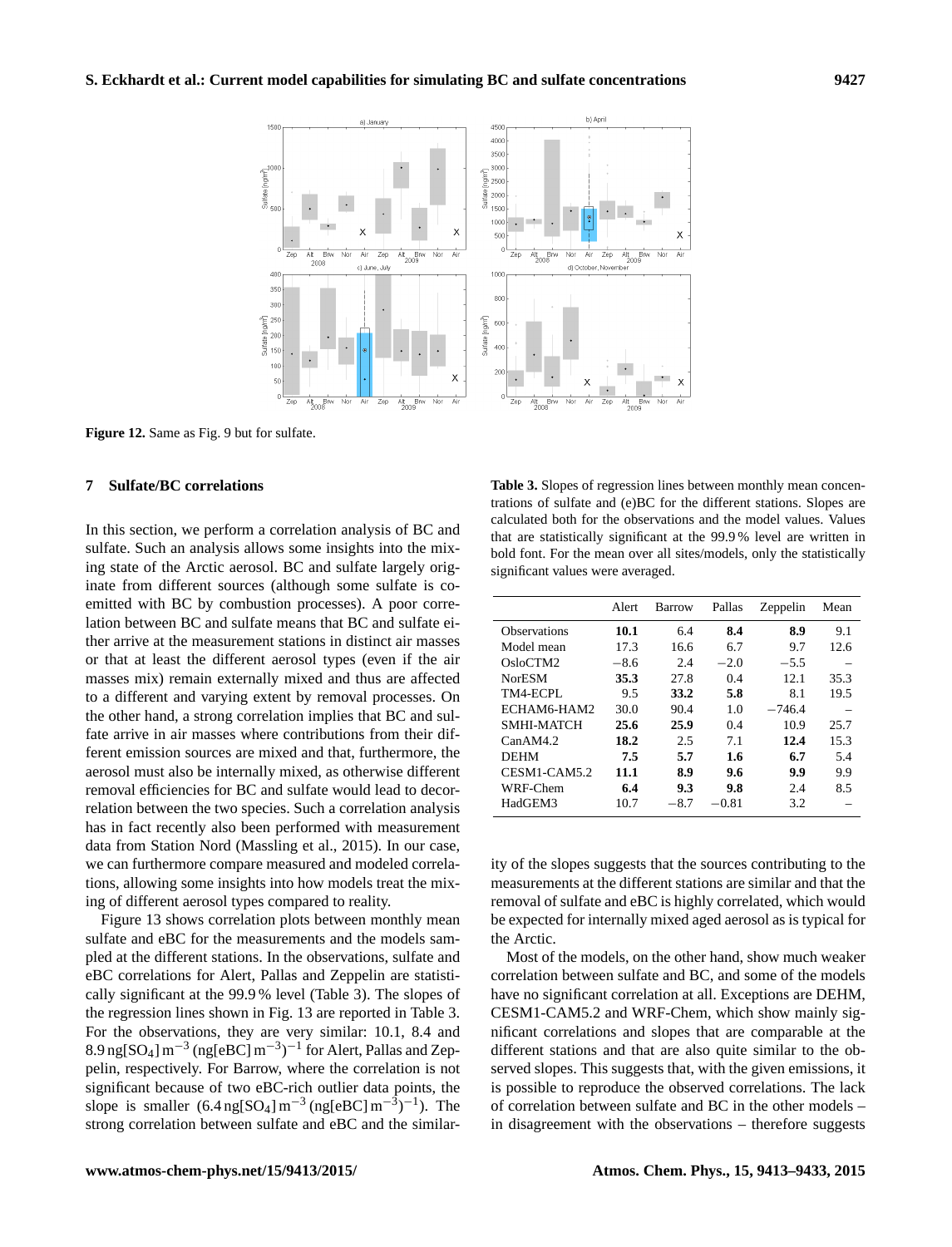**Figure 12.** Same as Fig. 9 but for sulfate.

## 7 Sulfate/BC correlations

In this section, we perform a correlation analysis of BC and sulfate. Such an analysis allows some insights into the mixing state of the Arctic aerosol. BC and sulfate largely originate from different sources (although some sulfate is co-emitted with BC by combustion processes). A poor correlation between BC and sulfate means that BC and sulfate either arrive at the measurement stations in distinct air masses or that at least the different aerosol types (even if the air masses mix) remain externally mixed and thus are affected to a different and varying extent by removal processes. On the other hand, a strong correlation implies that BC and sulfate arrive in air masses where contributions from their different emission sources are mixed and that, furthermore, the aerosol must also be internally mixed, as otherwise different removal efficiencies for BC and sulfate would lead to decorrelation between the two species. Such a correlation analysis has in fact recently also been performed with measurement data from Station Nord (Massling et al., 2015). In our case, we can furthermore compare measured and modeled correlations, allowing some insights into how models treat the mixing of different aerosol types compared to reality.

Figure 13 shows correlation plots between monthly mean sulfate and eBC for the measurements and the models sampled at the different stations. In the observations, sulfate and eBC correlations for Alert, Pallas and Zeppelin are statistically significant at the 99.9 % level (Table 3). The slopes of the regression lines shown in Fig. 13 are reported in Table 3. For the observations, they are very similar: 10.1, 8.4 and 8.9 $\mathrm{ng[SO_4]\,m^{-3}\,(ng[eBC]\,m^{-3})^{-1}}$ for Alert, Pallas and Zeppelin, respectively. For Barrow, where the correlation is not significant because of two eBC-rich outlier data points, the slope is smaller (6.4 $\mathrm{ng[SO_4]\,m^{-3}\,(ng[eBC]\,m^{-3})^{-1}}$). The strong correlation between sulfate and eBC and the similarity of the slopes suggests that the sources contributing to the measurements at the different stations are similar and that the removal of sulfate and eBC is highly correlated, which would be expected for internally mixed aged aerosol as is typical for the Arctic.

Most of the models, on the other hand, show much weaker correlation between sulfate and BC, and some of the models have no significant correlation at all. Exceptions are DEHM, CESM1-CAM5.2 and WRF-Chem, which show mainly significant correlations and slopes that are comparable at the different stations and that are also quite similar to the observed slopes. This suggests that, with the given emissions, it is possible to reproduce the observed correlations. The lack of correlation between sulfate and BC in the other models – in disagreement with the observations – therefore suggests

**Table 3.** Slopes of regression lines between monthly mean concentrations of sulfate and (e)BC for the different stations. Slopes are calculated both for the observations and the model values. Values that are statistically significant at the 99.9 % level are written in bold font. For the mean over all sites/models, only the statistically significant values were averaged.

| | Alert | Barrow | Pallas | Zeppelin | Mean |
|---|---|---|---|---|---|
| Observations | **10.1** | 6.4 | **8.4** | **8.9** | 9.1 |
| Model mean | 17.3 | 16.6 | 6.7 | 9.7 | 12.6 |
| OsloCTM2 | −8.6 | 2.4 | −2.0 | −5.5 | – |
| NorESM | **35.3** | 27.8 | 0.4 | 12.1 | 35.3 |
| TM4-ECPL | 9.5 | **33.2** | **5.8** | 8.1 | 19.5 |
| ECHAM6-HAM2 | 30.0 | 90.4 | 1.0 | −746.4 | – |
| SMHI-MATCH | **25.6** | **25.9** | 0.4 | 10.9 | 25.7 |
| CanAM4.2 | **18.2** | 2.5 | 7.1 | **12.4** | 15.3 |
| DEHM | **7.5** | **5.7** | **1.6** | **6.7** | 5.4 |
| CESM1-CAM5.2 | **11.1** | **8.9** | **9.6** | **9.9** | 9.9 |
| WRF-Chem | **6.4** | **9.3** | **9.8** | 2.4 | 8.5 |
| HadGEM3 | 10.7 | −8.7 | −0.81 | 3.2 | – |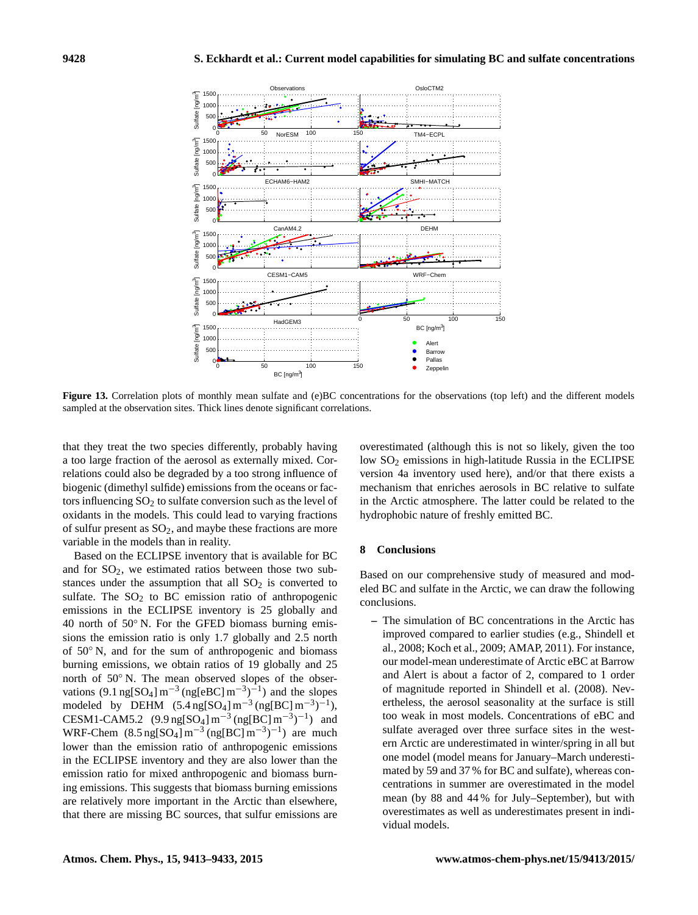**Figure 13.** Correlation plots of monthly mean sulfate and (e)BC concentrations for the observations (top left) and the different models sampled at the observation sites. Thick lines denote significant correlations.

that they treat the two species differently, probably having a too large fraction of the aerosol as externally mixed. Correlations could also be degraded by a too strong influence of biogenic (dimethyl sulfide) emissions from the oceans or factors influencing $SO_2$ to sulfate conversion such as the level of oxidants in the models. This could lead to varying fractions of sulfur present as $SO_2$, and maybe these fractions are more variable in the models than in reality.

Based on the ECLIPSE inventory that is available for BC and for $SO_2$, we estimated ratios between those two substances under the assumption that all $SO_2$ is converted to sulfate. The $SO_2$ to BC emission ratio of anthropogenic emissions in the ECLIPSE inventory is 25 globally and 40 north of 50° N. For the GFED biomass burning emissions the emission ratio is only 1.7 globally and 2.5 north of 50° N, and for the sum of anthropogenic and biomass burning emissions, we obtain ratios of 19 globally and 25 north of 50° N. The mean observed slopes of the observations ($9.1\,\mathrm{ng[SO_4]\,m^{-3}\,(ng[eBC]\,m^{-3})^{-1}}$) and the slopes modeled by DEHM ($5.4\,\mathrm{ng[SO_4]\,m^{-3}\,(ng[BC]\,m^{-3})^{-1}}$), CESM1-CAM5.2 ($9.9\,\mathrm{ng[SO_4]\,m^{-3}\,(ng[BC]\,m^{-3})^{-1}}$) and WRF-Chem ($8.5\,\mathrm{ng[SO_4]\,m^{-3}\,(ng[BC]\,m^{-3})^{-1}}$) are much lower than the emission ratio of anthropogenic emissions in the ECLIPSE inventory and they are also lower than the emission ratio for mixed anthropogenic and biomass burning emissions. This suggests that biomass burning emissions are relatively more important in the Arctic than elsewhere, that there are missing BC sources, that sulfur emissions are overestimated (although this is not so likely, given the too low $SO_2$ emissions in high-latitude Russia in the ECLIPSE version 4a inventory used here), and/or that there exists a mechanism that enriches aerosols in BC relative to sulfate in the Arctic atmosphere. The latter could be related to the hydrophobic nature of freshly emitted BC.

## 8 Conclusions

Based on our comprehensive study of measured and modeled BC and sulfate in the Arctic, we can draw the following conclusions.

– The simulation of BC concentrations in the Arctic has improved compared to earlier studies (e.g., Shindell et al., 2008; Koch et al., 2009; AMAP, 2011). For instance, our model-mean underestimate of Arctic eBC at Barrow and Alert is about a factor of 2, compared to 1 order of magnitude reported in Shindell et al. (2008). Nevertheless, the aerosol seasonality at the surface is still too weak in most models. Concentrations of eBC and sulfate averaged over three surface sites in the western Arctic are underestimated in winter/spring in all but one model (model means for January–March underestimated by 59 and 37 % for BC and sulfate), whereas concentrations in summer are overestimated in the model mean (by 88 and 44 % for July–September), but with overestimates as well as underestimates present in individual models.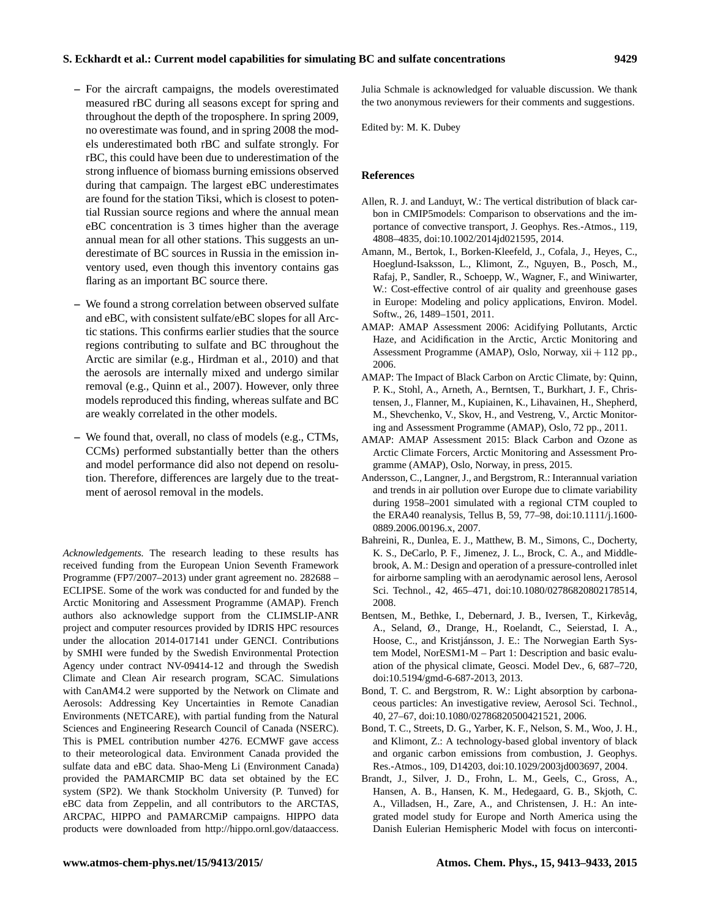- For the aircraft campaigns, the models overestimated measured rBC during all seasons except for spring and throughout the depth of the troposphere. In spring 2009, no overestimate was found, and in spring 2008 the models underestimated both rBC and sulfate strongly. For rBC, this could have been due to underestimation of the strong influence of biomass burning emissions observed during that campaign. The largest eBC underestimates are found for the station Tiksi, which is closest to potential Russian source regions and where the annual mean eBC concentration is 3 times higher than the average annual mean for all other stations. This suggests an underestimate of BC sources in Russia in the emission inventory used, even though this inventory contains gas flaring as an important BC source there.

- We found a strong correlation between observed sulfate and eBC, with consistent sulfate/eBC slopes for all Arctic stations. This confirms earlier studies that the source regions contributing to sulfate and BC throughout the Arctic are similar (e.g., Hirdman et al., 2010) and that the aerosols are internally mixed and undergo similar removal (e.g., Quinn et al., 2007). However, only three models reproduced this finding, whereas sulfate and BC are weakly correlated in the other models.

- We found that, overall, no class of models (e.g., CTMs, CCMs) performed substantially better than the others and model performance did also not depend on resolution. Therefore, differences are largely due to the treatment of aerosol removal in the models.

*Acknowledgements.* The research leading to these results has received funding from the European Union Seventh Framework Programme (FP7/2007–2013) under grant agreement no. 282688 – ECLIPSE. Some of the work was conducted for and funded by the Arctic Monitoring and Assessment Programme (AMAP). French authors also acknowledge support from the CLIMSLIP-ANR project and computer resources provided by IDRIS HPC resources under the allocation 2014-017141 under GENCI. Contributions by SMHI were funded by the Swedish Environmental Protection Agency under contract NV-09414-12 and through the Swedish Climate and Clean Air research program, SCAC. Simulations with CanAM4.2 were supported by the Network on Climate and Aerosols: Addressing Key Uncertainties in Remote Canadian Environments (NETCARE), with partial funding from the Natural Sciences and Engineering Research Council of Canada (NSERC). This is PMEL contribution number 4276. ECMWF gave access to their meteorological data. Environment Canada provided the sulfate data and eBC data. Shao-Meng Li (Environment Canada) provided the PAMARCMIP BC data set obtained by the EC system (SP2). We thank Stockholm University (P. Tunved) for eBC data from Zeppelin, and all contributors to the ARCTAS, ARCPAC, HIPPO and PAMARCMiP campaigns. HIPPO data products were downloaded from http://hippo.ornl.gov/dataaccess. Julia Schmale is acknowledged for valuable discussion. We thank the two anonymous reviewers for their comments and suggestions.

Edited by: M. K. Dubey

## References

Allen, R. J. and Landuyt, W.: The vertical distribution of black carbon in CMIP5models: Comparison to observations and the importance of convective transport, J. Geophys. Res.-Atmos., 119, 4808–4835, doi:10.1002/2014jd021595, 2014.

Amann, M., Bertok, I., Borken-Kleefeld, J., Cofala, J., Heyes, C., Hoeglund-Isaksson, L., Klimont, Z., Nguyen, B., Posch, M., Rafaj, P., Sandler, R., Schoepp, W., Wagner, F., and Winiwarter, W.: Cost-effective control of air quality and greenhouse gases in Europe: Modeling and policy applications, Environ. Model. Softw., 26, 1489–1501, 2011.

AMAP: AMAP Assessment 2006: Acidifying Pollutants, Arctic Haze, and Acidification in the Arctic, Arctic Monitoring and Assessment Programme (AMAP), Oslo, Norway, xii + 112 pp., 2006.

AMAP: The Impact of Black Carbon on Arctic Climate, by: Quinn, P. K., Stohl, A., Arneth, A., Berntsen, T., Burkhart, J. F., Christensen, J., Flanner, M., Kupiainen, K., Lihavainen, H., Shepherd, M., Shevchenko, V., Skov, H., and Vestreng, V., Arctic Monitoring and Assessment Programme (AMAP), Oslo, 72 pp., 2011.

AMAP: AMAP Assessment 2015: Black Carbon and Ozone as Arctic Climate Forcers, Arctic Monitoring and Assessment Programme (AMAP), Oslo, Norway, in press, 2015.

Andersson, C., Langner, J., and Bergstrom, R.: Interannual variation and trends in air pollution over Europe due to climate variability during 1958–2001 simulated with a regional CTM coupled to the ERA40 reanalysis, Tellus B, 59, 77–98, doi:10.1111/j.1600-0889.2006.00196.x, 2007.

Bahreini, R., Dunlea, E. J., Matthew, B. M., Simons, C., Docherty, K. S., DeCarlo, P. F., Jimenez, J. L., Brock, C. A., and Middlebrook, A. M.: Design and operation of a pressure-controlled inlet for airborne sampling with an aerodynamic aerosol lens, Aerosol Sci. Technol., 42, 465–471, doi:10.1080/02786820802178514, 2008.

Bentsen, M., Bethke, I., Debernard, J. B., Iversen, T., Kirkevåg, A., Seland, Ø., Drange, H., Roelandt, C., Seierstad, I. A., Hoose, C., and Kristjánsson, J. E.: The Norwegian Earth System Model, NorESM1-M – Part 1: Description and basic evaluation of the physical climate, Geosci. Model Dev., 6, 687–720, doi:10.5194/gmd-6-687-2013, 2013.

Bond, T. C. and Bergstrom, R. W.: Light absorption by carbonaceous particles: An investigative review, Aerosol Sci. Technol., 40, 27–67, doi:10.1080/02786820500421521, 2006.

Bond, T. C., Streets, D. G., Yarber, K. F., Nelson, S. M., Woo, J. H., and Klimont, Z.: A technology-based global inventory of black and organic carbon emissions from combustion, J. Geophys. Res.-Atmos., 109, D14203, doi:10.1029/2003jd003697, 2004.

Brandt, J., Silver, J. D., Frohn, L. M., Geels, C., Gross, A., Hansen, A. B., Hansen, K. M., Hedegaard, G. B., Skjoth, C. A., Villadsen, H., Zare, A., and Christensen, J. H.: An integrated model study for Europe and North America using the Danish Eulerian Hemispheric Model with focus on interconti-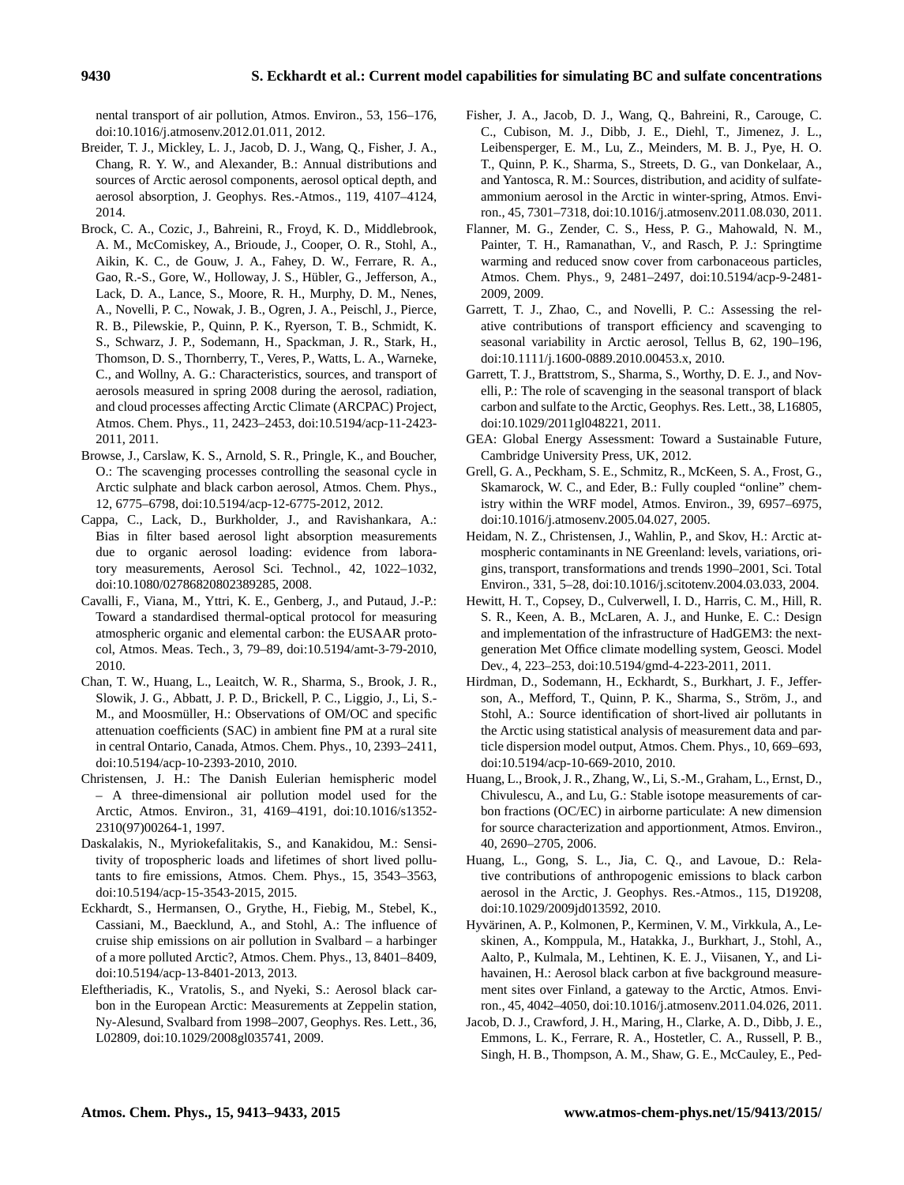nental transport of air pollution, Atmos. Environ., 53, 156–176, doi:10.1016/j.atmosenv.2012.01.011, 2012.

Breider, T. J., Mickley, L. J., Jacob, D. J., Wang, Q., Fisher, J. A., Chang, R. Y. W., and Alexander, B.: Annual distributions and sources of Arctic aerosol components, aerosol optical depth, and aerosol absorption, J. Geophys. Res.-Atmos., 119, 4107–4124, 2014.

Brock, C. A., Cozic, J., Bahreini, R., Froyd, K. D., Middlebrook, A. M., McComiskey, A., Brioude, J., Cooper, O. R., Stohl, A., Aikin, K. C., de Gouw, J. A., Fahey, D. W., Ferrare, R. A., Gao, R.-S., Gore, W., Holloway, J. S., Hübler, G., Jefferson, A., Lack, D. A., Lance, S., Moore, R. H., Murphy, D. M., Nenes, A., Novelli, P. C., Nowak, J. B., Ogren, J. A., Peischl, J., Pierce, R. B., Pilewskie, P., Quinn, P. K., Ryerson, T. B., Schmidt, K. S., Schwarz, J. P., Sodemann, H., Spackman, J. R., Stark, H., Thomson, D. S., Thornberry, T., Veres, P., Watts, L. A., Warneke, C., and Wollny, A. G.: Characteristics, sources, and transport of aerosols measured in spring 2008 during the aerosol, radiation, and cloud processes affecting Arctic Climate (ARCPAC) Project, Atmos. Chem. Phys., 11, 2423–2453, doi:10.5194/acp-11-2423-2011, 2011.

Browse, J., Carslaw, K. S., Arnold, S. R., Pringle, K., and Boucher, O.: The scavenging processes controlling the seasonal cycle in Arctic sulphate and black carbon aerosol, Atmos. Chem. Phys., 12, 6775–6798, doi:10.5194/acp-12-6775-2012, 2012.

Cappa, C., Lack, D., Burkholder, J., and Ravishankara, A.: Bias in filter based aerosol light absorption measurements due to organic aerosol loading: evidence from laboratory measurements, Aerosol Sci. Technol., 42, 1022–1032, doi:10.1080/02786820802389285, 2008.

Cavalli, F., Viana, M., Yttri, K. E., Genberg, J., and Putaud, J.-P.: Toward a standardised thermal-optical protocol for measuring atmospheric organic and elemental carbon: the EUSAAR protocol, Atmos. Meas. Tech., 3, 79–89, doi:10.5194/amt-3-79-2010, 2010.

Chan, T. W., Huang, L., Leaitch, W. R., Sharma, S., Brook, J. R., Slowik, J. G., Abbatt, J. P. D., Brickell, P. C., Liggio, J., Li, S.-M., and Moosmüller, H.: Observations of OM/OC and specific attenuation coefficients (SAC) in ambient fine PM at a rural site in central Ontario, Canada, Atmos. Chem. Phys., 10, 2393–2411, doi:10.5194/acp-10-2393-2010, 2010.

Christensen, J. H.: The Danish Eulerian hemispheric model – A three-dimensional air pollution model used for the Arctic, Atmos. Environ., 31, 4169–4191, doi:10.1016/s1352-2310(97)00264-1, 1997.

Daskalakis, N., Myriokefalitakis, S., and Kanakidou, M.: Sensitivity of tropospheric loads and lifetimes of short lived pollutants to fire emissions, Atmos. Chem. Phys., 15, 3543–3563, doi:10.5194/acp-15-3543-2015, 2015.

Eckhardt, S., Hermansen, O., Grythe, H., Fiebig, M., Stebel, K., Cassiani, M., Baecklund, A., and Stohl, A.: The influence of cruise ship emissions on air pollution in Svalbard – a harbinger of a more polluted Arctic?, Atmos. Chem. Phys., 13, 8401–8409, doi:10.5194/acp-13-8401-2013, 2013.

Eleftheriadis, K., Vratolis, S., and Nyeki, S.: Aerosol black carbon in the European Arctic: Measurements at Zeppelin station, Ny-Alesund, Svalbard from 1998–2007, Geophys. Res. Lett., 36, L02809, doi:10.1029/2008gl035741, 2009.

Fisher, J. A., Jacob, D. J., Wang, Q., Bahreini, R., Carouge, C. C., Cubison, M. J., Dibb, J. E., Diehl, T., Jimenez, J. L., Leibensperger, E. M., Lu, Z., Meinders, M. B. J., Pye, H. O. T., Quinn, P. K., Sharma, S., Streets, D. G., van Donkelaar, A., and Yantosca, R. M.: Sources, distribution, and acidity of sulfate-ammonium aerosol in the Arctic in winter-spring, Atmos. Environ., 45, 7301–7318, doi:10.1016/j.atmosenv.2011.08.030, 2011.

Flanner, M. G., Zender, C. S., Hess, P. G., Mahowald, N. M., Painter, T. H., Ramanathan, V., and Rasch, P. J.: Springtime warming and reduced snow cover from carbonaceous particles, Atmos. Chem. Phys., 9, 2481–2497, doi:10.5194/acp-9-2481-2009, 2009.

Garrett, T. J., Zhao, C., and Novelli, P. C.: Assessing the relative contributions of transport efficiency and scavenging to seasonal variability in Arctic aerosol, Tellus B, 62, 190–196, doi:10.1111/j.1600-0889.2010.00453.x, 2010.

Garrett, T. J., Brattstrom, S., Sharma, S., Worthy, D. E. J., and Novelli, P.: The role of scavenging in the seasonal transport of black carbon and sulfate to the Arctic, Geophys. Res. Lett., 38, L16805, doi:10.1029/2011gl048221, 2011.

GEA: Global Energy Assessment: Toward a Sustainable Future, Cambridge University Press, UK, 2012.

Grell, G. A., Peckham, S. E., Schmitz, R., McKeen, S. A., Frost, G., Skamarock, W. C., and Eder, B.: Fully coupled "online" chemistry within the WRF model, Atmos. Environ., 39, 6957–6975, doi:10.1016/j.atmosenv.2005.04.027, 2005.

Heidam, N. Z., Christensen, J., Wahlin, P., and Skov, H.: Arctic atmospheric contaminants in NE Greenland: levels, variations, origins, transport, transformations and trends 1990–2001, Sci. Total Environ., 331, 5–28, doi:10.1016/j.scitotenv.2004.03.033, 2004.

Hewitt, H. T., Copsey, D., Culverwell, I. D., Harris, C. M., Hill, R. S. R., Keen, A. B., McLaren, A. J., and Hunke, E. C.: Design and implementation of the infrastructure of HadGEM3: the next-generation Met Office climate modelling system, Geosci. Model Dev., 4, 223–253, doi:10.5194/gmd-4-223-2011, 2011.

Hirdman, D., Sodemann, H., Eckhardt, S., Burkhart, J. F., Jefferson, A., Mefford, T., Quinn, P. K., Sharma, S., Ström, J., and Stohl, A.: Source identification of short-lived air pollutants in the Arctic using statistical analysis of measurement data and particle dispersion model output, Atmos. Chem. Phys., 10, 669–693, doi:10.5194/acp-10-669-2010, 2010.

Huang, L., Brook, J. R., Zhang, W., Li, S.-M., Graham, L., Ernst, D., Chivulescu, A., and Lu, G.: Stable isotope measurements of carbon fractions (OC/EC) in airborne particulate: A new dimension for source characterization and apportionment, Atmos. Environ., 40, 2690–2705, 2006.

Huang, L., Gong, S. L., Jia, C. Q., and Lavoue, D.: Relative contributions of anthropogenic emissions to black carbon aerosol in the Arctic, J. Geophys. Res.-Atmos., 115, D19208, doi:10.1029/2009jd013592, 2010.

Hyvärinen, A. P., Kolmonen, P., Kerminen, V. M., Virkkula, A., Leskinen, A., Komppula, M., Hatakka, J., Burkhart, J., Stohl, A., Aalto, P., Kulmala, M., Lehtinen, K. E. J., Viisanen, Y., and Lihavainen, H.: Aerosol black carbon at five background measurement sites over Finland, a gateway to the Arctic, Atmos. Environ., 45, 4042–4050, doi:10.1016/j.atmosenv.2011.04.026, 2011.

Jacob, D. J., Crawford, J. H., Maring, H., Clarke, A. D., Dibb, J. E., Emmons, L. K., Ferrare, R. A., Hostetler, C. A., Russell, P. B., Singh, H. B., Thompson, A. M., Shaw, G. E., McCauley, E., Ped-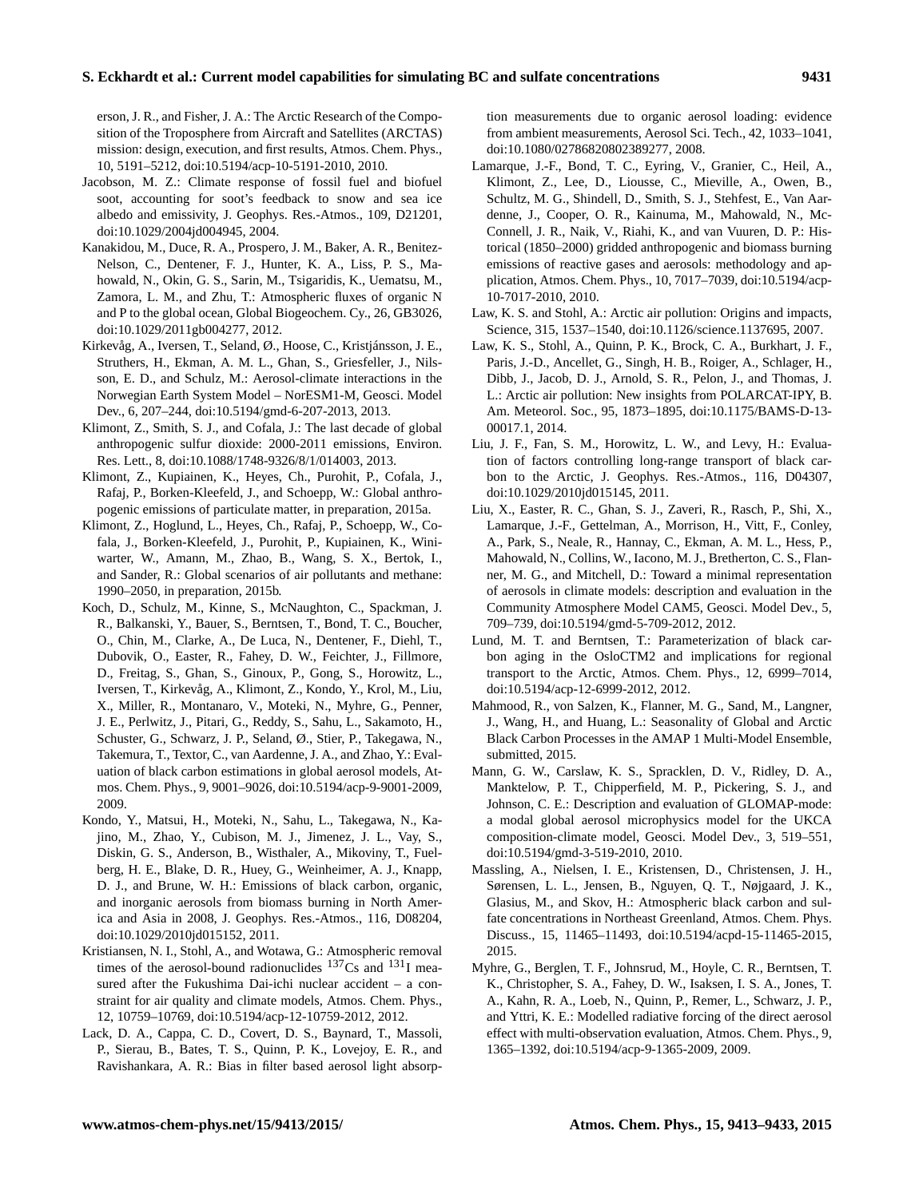erson, J. R., and Fisher, J. A.: The Arctic Research of the Composition of the Troposphere from Aircraft and Satellites (ARCTAS) mission: design, execution, and first results, Atmos. Chem. Phys., 10, 5191–5212, doi:10.5194/acp-10-5191-2010, 2010.

Jacobson, M. Z.: Climate response of fossil fuel and biofuel soot, accounting for soot's feedback to snow and sea ice albedo and emissivity, J. Geophys. Res.-Atmos., 109, D21201, doi:10.1029/2004jd004945, 2004.

Kanakidou, M., Duce, R. A., Prospero, J. M., Baker, A. R., Benitez-Nelson, C., Dentener, F. J., Hunter, K. A., Liss, P. S., Mahowald, N., Okin, G. S., Sarin, M., Tsigaridis, K., Uematsu, M., Zamora, L. M., and Zhu, T.: Atmospheric fluxes of organic N and P to the global ocean, Global Biogeochem. Cy., 26, GB3026, doi:10.1029/2011gb004277, 2012.

Kirkevåg, A., Iversen, T., Seland, Ø., Hoose, C., Kristjánsson, J. E., Struthers, H., Ekman, A. M. L., Ghan, S., Griesfeller, J., Nilsson, E. D., and Schulz, M.: Aerosol-climate interactions in the Norwegian Earth System Model – NorESM1-M, Geosci. Model Dev., 6, 207–244, doi:10.5194/gmd-6-207-2013, 2013.

Klimont, Z., Smith, S. J., and Cofala, J.: The last decade of global anthropogenic sulfur dioxide: 2000-2011 emissions, Environ. Res. Lett., 8, doi:10.1088/1748-9326/8/1/014003, 2013.

Klimont, Z., Kupiainen, K., Heyes, Ch., Purohit, P., Cofala, J., Rafaj, P., Borken-Kleefeld, J., and Schoepp, W.: Global anthropogenic emissions of particulate matter, in preparation, 2015a.

Klimont, Z., Hoglund, L., Heyes, Ch., Rafaj, P., Schoepp, W., Cofala, J., Borken-Kleefeld, J., Purohit, P., Kupiainen, K., Winiwarter, W., Amann, M., Zhao, B., Wang, S. X., Bertok, I., and Sander, R.: Global scenarios of air pollutants and methane: 1990–2050, in preparation, 2015b.

Koch, D., Schulz, M., Kinne, S., McNaughton, C., Spackman, J. R., Balkanski, Y., Bauer, S., Berntsen, T., Bond, T. C., Boucher, O., Chin, M., Clarke, A., De Luca, N., Dentener, F., Diehl, T., Dubovik, O., Easter, R., Fahey, D. W., Feichter, J., Fillmore, D., Freitag, S., Ghan, S., Ginoux, P., Gong, S., Horowitz, L., Iversen, T., Kirkevåg, A., Klimont, Z., Kondo, Y., Krol, M., Liu, X., Miller, R., Montanaro, V., Moteki, N., Myhre, G., Penner, J. E., Perlwitz, J., Pitari, G., Reddy, S., Sahu, L., Sakamoto, H., Schuster, G., Schwarz, J. P., Seland, Ø., Stier, P., Takegawa, N., Takemura, T., Textor, C., van Aardenne, J. A., and Zhao, Y.: Evaluation of black carbon estimations in global aerosol models, Atmos. Chem. Phys., 9, 9001–9026, doi:10.5194/acp-9-9001-2009, 2009.

Kondo, Y., Matsui, H., Moteki, N., Sahu, L., Takegawa, N., Kajino, M., Zhao, Y., Cubison, M. J., Jimenez, J. L., Vay, S., Diskin, G. S., Anderson, B., Wisthaler, A., Mikoviny, T., Fuelberg, H. E., Blake, D. R., Huey, G., Weinheimer, A. J., Knapp, D. J., and Brune, W. H.: Emissions of black carbon, organic, and inorganic aerosols from biomass burning in North America and Asia in 2008, J. Geophys. Res.-Atmos., 116, D08204, doi:10.1029/2010jd015152, 2011.

Kristiansen, N. I., Stohl, A., and Wotawa, G.: Atmospheric removal times of the aerosol-bound radionuclides $^{137}$Cs and $^{131}$I measured after the Fukushima Dai-ichi nuclear accident – a constraint for air quality and climate models, Atmos. Chem. Phys., 12, 10759–10769, doi:10.5194/acp-12-10759-2012, 2012.

Lack, D. A., Cappa, C. D., Covert, D. S., Baynard, T., Massoli, P., Sierau, B., Bates, T. S., Quinn, P. K., Lovejoy, E. R., and Ravishankara, A. R.: Bias in filter based aerosol light absorption measurements due to organic aerosol loading: evidence from ambient measurements, Aerosol Sci. Tech., 42, 1033–1041, doi:10.1080/02786820802389277, 2008.

Lamarque, J.-F., Bond, T. C., Eyring, V., Granier, C., Heil, A., Klimont, Z., Lee, D., Liousse, C., Mieville, A., Owen, B., Schultz, M. G., Shindell, D., Smith, S. J., Stehfest, E., Van Aardenne, J., Cooper, O. R., Kainuma, M., Mahowald, N., McConnell, J. R., Naik, V., Riahi, K., and van Vuuren, D. P.: Historical (1850–2000) gridded anthropogenic and biomass burning emissions of reactive gases and aerosols: methodology and application, Atmos. Chem. Phys., 10, 7017–7039, doi:10.5194/acp-10-7017-2010, 2010.

Law, K. S. and Stohl, A.: Arctic air pollution: Origins and impacts, Science, 315, 1537–1540, doi:10.1126/science.1137695, 2007.

Law, K. S., Stohl, A., Quinn, P. K., Brock, C. A., Burkhart, J. F., Paris, J.-D., Ancellet, G., Singh, H. B., Roiger, A., Schlager, H., Dibb, J., Jacob, D. J., Arnold, S. R., Pelon, J., and Thomas, J. L.: Arctic air pollution: New insights from POLARCAT-IPY, B. Am. Meteorol. Soc., 95, 1873–1895, doi:10.1175/BAMS-D-13-00017.1, 2014.

Liu, J. F., Fan, S. M., Horowitz, L. W., and Levy, H.: Evaluation of factors controlling long-range transport of black carbon to the Arctic, J. Geophys. Res.-Atmos., 116, D04307, doi:10.1029/2010jd015145, 2011.

Liu, X., Easter, R. C., Ghan, S. J., Zaveri, R., Rasch, P., Shi, X., Lamarque, J.-F., Gettelman, A., Morrison, H., Vitt, F., Conley, A., Park, S., Neale, R., Hannay, C., Ekman, A. M. L., Hess, P., Mahowald, N., Collins, W., Iacono, M. J., Bretherton, C. S., Flanner, M. G., and Mitchell, D.: Toward a minimal representation of aerosols in climate models: description and evaluation in the Community Atmosphere Model CAM5, Geosci. Model Dev., 5, 709–739, doi:10.5194/gmd-5-709-2012, 2012.

Lund, M. T. and Berntsen, T.: Parameterization of black carbon aging in the OsloCTM2 and implications for regional transport to the Arctic, Atmos. Chem. Phys., 12, 6999–7014, doi:10.5194/acp-12-6999-2012, 2012.

Mahmood, R., von Salzen, K., Flanner, M. G., Sand, M., Langner, J., Wang, H., and Huang, L.: Seasonality of Global and Arctic Black Carbon Processes in the AMAP 1 Multi-Model Ensemble, submitted, 2015.

Mann, G. W., Carslaw, K. S., Spracklen, D. V., Ridley, D. A., Manktelow, P. T., Chipperfield, M. P., Pickering, S. J., and Johnson, C. E.: Description and evaluation of GLOMAP-mode: a modal global aerosol microphysics model for the UKCA composition-climate model, Geosci. Model Dev., 3, 519–551, doi:10.5194/gmd-3-519-2010, 2010.

Massling, A., Nielsen, I. E., Kristensen, D., Christensen, J. H., Sørensen, L. L., Jensen, B., Nguyen, Q. T., Nøjgaard, J. K., Glasius, M., and Skov, H.: Atmospheric black carbon and sulfate concentrations in Northeast Greenland, Atmos. Chem. Phys. Discuss., 15, 11465–11493, doi:10.5194/acpd-15-11465-2015, 2015.

Myhre, G., Berglen, T. F., Johnsrud, M., Hoyle, C. R., Berntsen, T. K., Christopher, S. A., Fahey, D. W., Isaksen, I. S. A., Jones, T. A., Kahn, R. A., Loeb, N., Quinn, P., Remer, L., Schwarz, J. P., and Yttri, K. E.: Modelled radiative forcing of the direct aerosol effect with multi-observation evaluation, Atmos. Chem. Phys., 9, 1365–1392, doi:10.5194/acp-9-1365-2009, 2009.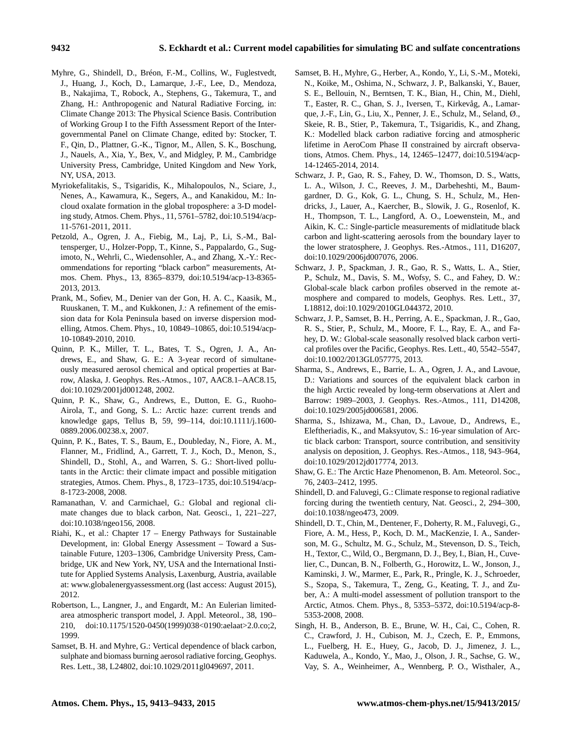Myhre, G., Shindell, D., Bréon, F.-M., Collins, W., Fuglestvedt, J., Huang, J., Koch, D., Lamarque, J.-F., Lee, D., Mendoza, B., Nakajima, T., Robock, A., Stephens, G., Takemura, T., and Zhang, H.: Anthropogenic and Natural Radiative Forcing, in: Climate Change 2013: The Physical Science Basis. Contribution of Working Group I to the Fifth Assessment Report of the Intergovernmental Panel on Climate Change, edited by: Stocker, T. F., Qin, D., Plattner, G.-K., Tignor, M., Allen, S. K., Boschung, J., Nauels, A., Xia, Y., Bex, V., and Midgley, P. M., Cambridge University Press, Cambridge, United Kingdom and New York, NY, USA, 2013.

Myriokefalitakis, S., Tsigaridis, K., Mihalopoulos, N., Sciare, J., Nenes, A., Kawamura, K., Segers, A., and Kanakidou, M.: In-cloud oxalate formation in the global troposphere: a 3-D modeling study, Atmos. Chem. Phys., 11, 5761–5782, doi:10.5194/acp-11-5761-2011, 2011.

Petzold, A., Ogren, J. A., Fiebig, M., Laj, P., Li, S.-M., Baltensperger, U., Holzer-Popp, T., Kinne, S., Pappalardo, G., Sugimoto, N., Wehrli, C., Wiedensohler, A., and Zhang, X.-Y.: Recommendations for reporting "black carbon" measurements, Atmos. Chem. Phys., 13, 8365–8379, doi:10.5194/acp-13-8365-2013, 2013.

Prank, M., Sofiev, M., Denier van der Gon, H. A. C., Kaasik, M., Ruuskanen, T. M., and Kukkonen, J.: A refinement of the emission data for Kola Peninsula based on inverse dispersion modelling, Atmos. Chem. Phys., 10, 10849–10865, doi:10.5194/acp-10-10849-2010, 2010.

Quinn, P. K., Miller, T. L., Bates, T. S., Ogren, J. A., Andrews, E., and Shaw, G. E.: A 3-year record of simultaneously measured aerosol chemical and optical properties at Barrow, Alaska, J. Geophys. Res.-Atmos., 107, AAC8.1–AAC8.15, doi:10.1029/2001jd001248, 2002.

Quinn, P. K., Shaw, G., Andrews, E., Dutton, E. G., Ruoho-Airola, T., and Gong, S. L.: Arctic haze: current trends and knowledge gaps, Tellus B, 59, 99–114, doi:10.1111/j.1600-0889.2006.00238.x, 2007.

Quinn, P. K., Bates, T. S., Baum, E., Doubleday, N., Fiore, A. M., Flanner, M., Fridlind, A., Garrett, T. J., Koch, D., Menon, S., Shindell, D., Stohl, A., and Warren, S. G.: Short-lived pollutants in the Arctic: their climate impact and possible mitigation strategies, Atmos. Chem. Phys., 8, 1723–1735, doi:10.5194/acp-8-1723-2008, 2008.

Ramanathan, V. and Carmichael, G.: Global and regional climate changes due to black carbon, Nat. Geosci., 1, 221–227, doi:10.1038/ngeo156, 2008.

Riahi, K., et al.: Chapter 17 – Energy Pathways for Sustainable Development, in: Global Energy Assessment – Toward a Sustainable Future, 1203–1306, Cambridge University Press, Cambridge, UK and New York, NY, USA and the International Institute for Applied Systems Analysis, Laxenburg, Austria, available at: www.globalenergyassessment.org (last access: August 2015), 2012.

Robertson, L., Langner, J., and Engardt, M.: An Eulerian limited-area atmospheric transport model, J. Appl. Meteorol., 38, 190–210, doi:10.1175/1520-0450(1999)038<0190:aelaat>2.0.co;2, 1999.

Samset, B. H. and Myhre, G.: Vertical dependence of black carbon, sulphate and biomass burning aerosol radiative forcing, Geophys. Res. Lett., 38, L24802, doi:10.1029/2011gl049697, 2011.

Samset, B. H., Myhre, G., Herber, A., Kondo, Y., Li, S.-M., Moteki, N., Koike, M., Oshima, N., Schwarz, J. P., Balkanski, Y., Bauer, S. E., Bellouin, N., Berntsen, T. K., Bian, H., Chin, M., Diehl, T., Easter, R. C., Ghan, S. J., Iversen, T., Kirkevåg, A., Lamarque, J.-F., Lin, G., Liu, X., Penner, J. E., Schulz, M., Seland, Ø., Skeie, R. B., Stier, P., Takemura, T., Tsigaridis, K., and Zhang, K.: Modelled black carbon radiative forcing and atmospheric lifetime in AeroCom Phase II constrained by aircraft observations, Atmos. Chem. Phys., 14, 12465–12477, doi:10.5194/acp-14-12465-2014, 2014.

Schwarz, J. P., Gao, R. S., Fahey, D. W., Thomson, D. S., Watts, L. A., Wilson, J. C., Reeves, J. M., Darbeheshti, M., Baumgardner, D. G., Kok, G. L., Chung, S. H., Schulz, M., Hendricks, J., Lauer, A., Kaercher, B., Slowik, J. G., Rosenlof, K. H., Thompson, T. L., Langford, A. O., Loewenstein, M., and Aikin, K. C.: Single-particle measurements of midlatitude black carbon and light-scattering aerosols from the boundary layer to the lower stratosphere, J. Geophys. Res.-Atmos., 111, D16207, doi:10.1029/2006jd007076, 2006.

Schwarz, J. P., Spackman, J. R., Gao, R. S., Watts, L. A., Stier, P., Schulz, M., Davis, S. M., Wofsy, S. C., and Fahey, D. W.: Global-scale black carbon profiles observed in the remote atmosphere and compared to models, Geophys. Res. Lett., 37, L18812, doi:10.1029/2010GL044372, 2010.

Schwarz, J. P., Samset, B. H., Perring, A. E., Spackman, J. R., Gao, R. S., Stier, P., Schulz, M., Moore, F. L., Ray, E. A., and Fahey, D. W.: Global-scale seasonally resolved black carbon vertical profiles over the Pacific, Geophys. Res. Lett., 40, 5542–5547, doi:10.1002/2013GL057775, 2013.

Sharma, S., Andrews, E., Barrie, L. A., Ogren, J. A., and Lavoue, D.: Variations and sources of the equivalent black carbon in the high Arctic revealed by long-term observations at Alert and Barrow: 1989–2003, J. Geophys. Res.-Atmos., 111, D14208, doi:10.1029/2005jd006581, 2006.

Sharma, S., Ishizawa, M., Chan, D., Lavoue, D., Andrews, E., Eleftheriadis, K., and Maksyutov, S.: 16-year simulation of Arctic black carbon: Transport, source contribution, and sensitivity analysis on deposition, J. Geophys. Res.-Atmos., 118, 943–964, doi:10.1029/2012jd017774, 2013.

Shaw, G. E.: The Arctic Haze Phenomenon, B. Am. Meteorol. Soc., 76, 2403–2412, 1995.

Shindell, D. and Faluvegi, G.: Climate response to regional radiative forcing during the twentieth century, Nat. Geosci., 2, 294–300, doi:10.1038/ngeo473, 2009.

Shindell, D. T., Chin, M., Dentener, F., Doherty, R. M., Faluvegi, G., Fiore, A. M., Hess, P., Koch, D. M., MacKenzie, I. A., Sanderson, M. G., Schultz, M. G., Schulz, M., Stevenson, D. S., Teich, H., Textor, C., Wild, O., Bergmann, D. J., Bey, I., Bian, H., Cuvelier, C., Duncan, B. N., Folberth, G., Horowitz, L. W., Jonson, J., Kaminski, J. W., Marmer, E., Park, R., Pringle, K. J., Schroeder, S., Szopa, S., Takemura, T., Zeng, G., Keating, T. J., and Zuber, A.: A multi-model assessment of pollution transport to the Arctic, Atmos. Chem. Phys., 8, 5353–5372, doi:10.5194/acp-8-5353-2008, 2008.

Singh, H. B., Anderson, B. E., Brune, W. H., Cai, C., Cohen, R. C., Crawford, J. H., Cubison, M. J., Czech, E. P., Emmons, L., Fuelberg, H. E., Huey, G., Jacob, D. J., Jimenez, J. L., Kaduwela, A., Kondo, Y., Mao, J., Olson, J. R., Sachse, G. W., Vay, S. A., Weinheimer, A., Wennberg, P. O., Wisthaler, A.,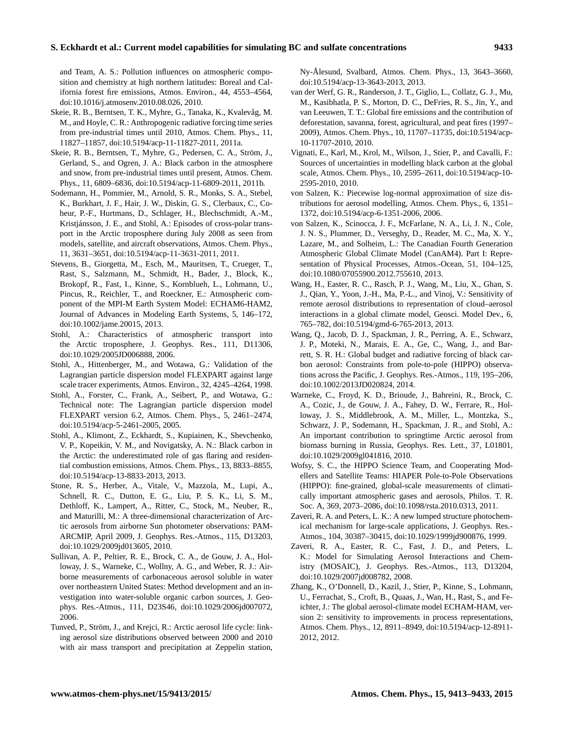and Team, A. S.: Pollution influences on atmospheric composition and chemistry at high northern latitudes: Boreal and California forest fire emissions, Atmos. Environ., 44, 4553–4564, doi:10.1016/j.atmosenv.2010.08.026, 2010.

Skeie, R. B., Berntsen, T. K., Myhre, G., Tanaka, K., Kvalevåg, M. M., and Hoyle, C. R.: Anthropogenic radiative forcing time series from pre-industrial times until 2010, Atmos. Chem. Phys., 11, 11827–11857, doi:10.5194/acp-11-11827-2011, 2011a.

Skeie, R. B., Berntsen, T., Myhre, G., Pedersen, C. A., Ström, J., Gerland, S., and Ogren, J. A.: Black carbon in the atmosphere and snow, from pre-industrial times until present, Atmos. Chem. Phys., 11, 6809–6836, doi:10.5194/acp-11-6809-2011, 2011b.

Sodemann, H., Pommier, M., Arnold, S. R., Monks, S. A., Stebel, K., Burkhart, J. F., Hair, J. W., Diskin, G. S., Clerbaux, C., Coheur, P.-F., Hurtmans, D., Schlager, H., Blechschmidt, A.-M., Kristjánsson, J. E., and Stohl, A.: Episodes of cross-polar transport in the Arctic troposphere during July 2008 as seen from models, satellite, and aircraft observations, Atmos. Chem. Phys., 11, 3631–3651, doi:10.5194/acp-11-3631-2011, 2011.

Stevens, B., Giorgetta, M., Esch, M., Mauritsen, T., Crueger, T., Rast, S., Salzmann, M., Schmidt, H., Bader, J., Block, K., Brokopf, R., Fast, I., Kinne, S., Kornblueh, L., Lohmann, U., Pincus, R., Reichler, T., and Roeckner, E.: Atmospheric component of the MPI-M Earth System Model: ECHAM6-HAM2, Journal of Advances in Modeling Earth Systems, 5, 146–172, doi:10.1002/jame.20015, 2013.

Stohl, A.: Characteristics of atmospheric transport into the Arctic troposphere, J. Geophys. Res., 111, D11306, doi:10.1029/2005JD006888, 2006.

Stohl, A., Hittenberger, M., and Wotawa, G.: Validation of the Lagrangian particle dispersion model FLEXPART against large scale tracer experiments, Atmos. Environ., 32, 4245–4264, 1998.

Stohl, A., Forster, C., Frank, A., Seibert, P., and Wotawa, G.: Technical note: The Lagrangian particle dispersion model FLEXPART version 6.2, Atmos. Chem. Phys., 5, 2461–2474, doi:10.5194/acp-5-2461-2005, 2005.

Stohl, A., Klimont, Z., Eckhardt, S., Kupiainen, K., Shevchenko, V. P., Kopeikin, V. M., and Novigatsky, A. N.: Black carbon in the Arctic: the underestimated role of gas flaring and residential combustion emissions, Atmos. Chem. Phys., 13, 8833–8855, doi:10.5194/acp-13-8833-2013, 2013.

Stone, R. S., Herber, A., Vitale, V., Mazzola, M., Lupi, A., Schnell, R. C., Dutton, E. G., Liu, P. S. K., Li, S. M., Dethloff, K., Lampert, A., Ritter, C., Stock, M., Neuber, R., and Maturilli, M.: A three-dimensional characterization of Arctic aerosols from airborne Sun photometer observations: PAM-ARCMIP, April 2009, J. Geophys. Res.-Atmos., 115, D13203, doi:10.1029/2009jd013605, 2010.

Sullivan, A. P., Peltier, R. E., Brock, C. A., de Gouw, J. A., Holloway, J. S., Warneke, C., Wollny, A. G., and Weber, R. J.: Airborne measurements of carbonaceous aerosol soluble in water over northeastern United States: Method development and an investigation into water-soluble organic carbon sources, J. Geophys. Res.-Atmos., 111, D23S46, doi:10.1029/2006jd007072, 2006.

Tunved, P., Ström, J., and Krejci, R.: Arctic aerosol life cycle: linking aerosol size distributions observed between 2000 and 2010 with air mass transport and precipitation at Zeppelin station, Ny-Ålesund, Svalbard, Atmos. Chem. Phys., 13, 3643–3660, doi:10.5194/acp-13-3643-2013, 2013.

van der Werf, G. R., Randerson, J. T., Giglio, L., Collatz, G. J., Mu, M., Kasibhatla, P. S., Morton, D. C., DeFries, R. S., Jin, Y., and van Leeuwen, T. T.: Global fire emissions and the contribution of deforestation, savanna, forest, agricultural, and peat fires (1997–2009), Atmos. Chem. Phys., 10, 11707–11735, doi:10.5194/acp-10-11707-2010, 2010.

Vignati, E., Karl, M., Krol, M., Wilson, J., Stier, P., and Cavalli, F.: Sources of uncertainties in modelling black carbon at the global scale, Atmos. Chem. Phys., 10, 2595–2611, doi:10.5194/acp-10-2595-2010, 2010.

von Salzen, K.: Piecewise log-normal approximation of size distributions for aerosol modelling, Atmos. Chem. Phys., 6, 1351–1372, doi:10.5194/acp-6-1351-2006, 2006.

von Salzen, K., Scinocca, J. F., McFarlane, N. A., Li, J. N., Cole, J. N. S., Plummer, D., Verseghy, D., Reader, M. C., Ma, X. Y., Lazare, M., and Solheim, L.: The Canadian Fourth Generation Atmospheric Global Climate Model (CanAM4). Part I: Representation of Physical Processes, Atmos.-Ocean, 51, 104–125, doi:10.1080/07055900.2012.755610, 2013.

Wang, H., Easter, R. C., Rasch, P. J., Wang, M., Liu, X., Ghan, S. J., Qian, Y., Yoon, J.-H., Ma, P.-L., and Vinoj, V.: Sensitivity of remote aerosol distributions to representation of cloud–aerosol interactions in a global climate model, Geosci. Model Dev., 6, 765–782, doi:10.5194/gmd-6-765-2013, 2013.

Wang, Q., Jacob, D. J., Spackman, J. R., Perring, A. E., Schwarz, J. P., Moteki, N., Marais, E. A., Ge, C., Wang, J., and Barrett, S. R. H.: Global budget and radiative forcing of black carbon aerosol: Constraints from pole-to-pole (HIPPO) observations across the Pacific, J. Geophys. Res.-Atmos., 119, 195–206, doi:10.1002/2013JD020824, 2014.

Warneke, C., Froyd, K. D., Brioude, J., Bahreini, R., Brock, C. A., Cozic, J., de Gouw, J. A., Fahey, D. W., Ferrare, R., Holloway, J. S., Middlebrook, A. M., Miller, L., Montzka, S., Schwarz, J. P., Sodemann, H., Spackman, J. R., and Stohl, A.: An important contribution to springtime Arctic aerosol from biomass burning in Russia, Geophys. Res. Lett., 37, L01801, doi:10.1029/2009gl041816, 2010.

Wofsy, S. C., the HIPPO Science Team, and Cooperating Modellers and Satellite Teams: HIAPER Pole-to-Pole Observations (HIPPO): fine-grained, global-scale measurements of climatically important atmospheric gases and aerosols, Philos. T. R. Soc. A, 369, 2073–2086, doi:10.1098/rsta.2010.0313, 2011.

Zaveri, R. A. and Peters, L. K.: A new lumped structure photochemical mechanism for large-scale applications, J. Geophys. Res.-Atmos., 104, 30387–30415, doi:10.1029/1999jd900876, 1999.

Zaveri, R. A., Easter, R. C., Fast, J. D., and Peters, L. K.: Model for Simulating Aerosol Interactions and Chemistry (MOSAIC), J. Geophys. Res.-Atmos., 113, D13204, doi:10.1029/2007jd008782, 2008.

Zhang, K., O'Donnell, D., Kazil, J., Stier, P., Kinne, S., Lohmann, U., Ferrachat, S., Croft, B., Quaas, J., Wan, H., Rast, S., and Feichter, J.: The global aerosol-climate model ECHAM-HAM, version 2: sensitivity to improvements in process representations, Atmos. Chem. Phys., 12, 8911–8949, doi:10.5194/acp-12-8911-2012, 2012.